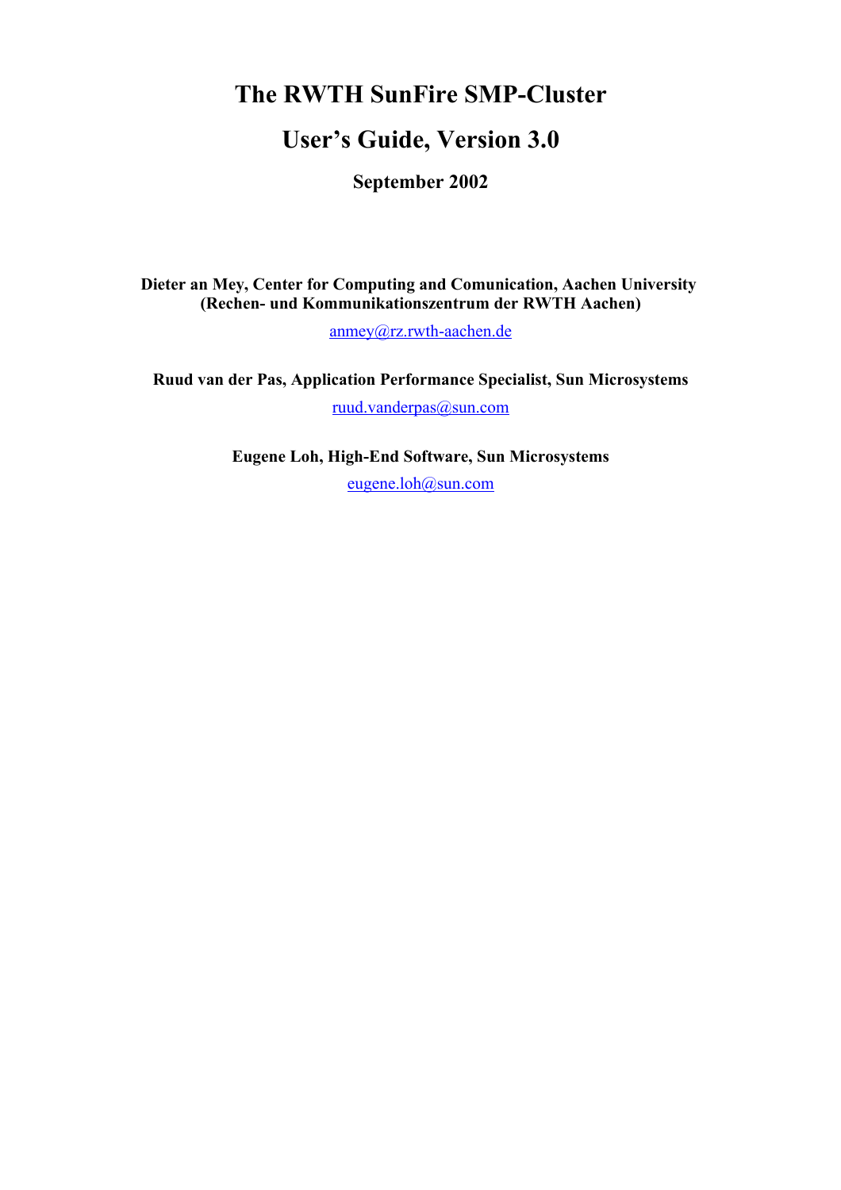# The RWTH SunFire SMP-Cluster

# User's Guide, Version 3.0

**September 2002**

**Dieter an Mey, Center for Computing and Comunication, Aachen University (Rechen- und Kommunikationszentrum der RWTH Aachen)**

anmey@rz.rwth-aachen.de

**Ruud van der Pas, Application Performance Specialist, Sun Microsystems**

ruud.vanderpas@sun.com

**Eugene Loh, High-End Software, Sun Microsystems**

eugene.loh@sun.com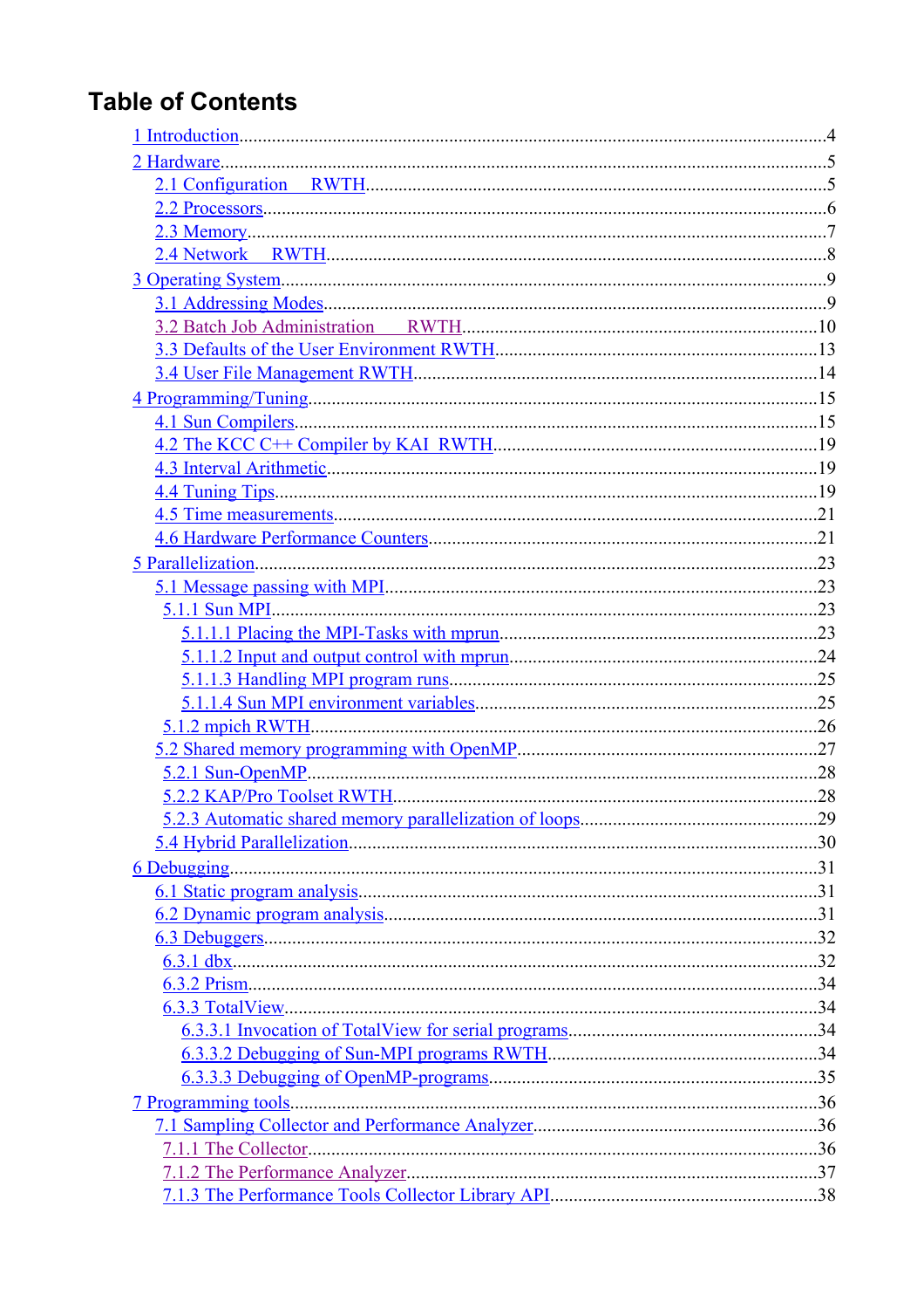# Table of Contents

- 1 Introduction....4
- 2 Hardware....5
  - 2.1 Configuration RWTH....5
  - 2.2 Processors....6
  - 2.3 Memory....7
  - 2.4 Network RWTH....8
- 3 Operating System....9
  - 3.1 Addressing Modes....9
  - 3.2 Batch Job Administration RWTH....10
  - 3.3 Defaults of the User Environment RWTH....13
  - 3.4 User File Management RWTH....14
- 4 Programming/Tuning....15
  - 4.1 Sun Compilers....15
  - 4.2 The KCC C++ Compiler by KAI RWTH....19
  - 4.3 Interval Arithmetic....19
  - 4.4 Tuning Tips....19
  - 4.5 Time measurements....21
  - 4.6 Hardware Performance Counters....21
- 5 Parallelization....23
  - 5.1 Message passing with MPI....23
    - 5.1.1 Sun MPI....23
      - 5.1.1.1 Placing the MPI-Tasks with mprun....23
      - 5.1.1.2 Input and output control with mprun....24
      - 5.1.1.3 Handling MPI program runs....25
      - 5.1.1.4 Sun MPI environment variables....25
    - 5.1.2 mpich RWTH....26
  - 5.2 Shared memory programming with OpenMP....27
    - 5.2.1 Sun-OpenMP....28
    - 5.2.2 KAP/Pro Toolset RWTH....28
    - 5.2.3 Automatic shared memory parallelization of loops....29
  - 5.4 Hybrid Parallelization....30
- 6 Debugging....31
  - 6.1 Static program analysis....31
  - 6.2 Dynamic program analysis....31
  - 6.3 Debuggers....32
    - 6.3.1 dbx....32
    - 6.3.2 Prism....34
    - 6.3.3 TotalView....34
      - 6.3.3.1 Invocation of TotalView for serial programs....34
      - 6.3.3.2 Debugging of Sun-MPI programs RWTH....34
      - 6.3.3.3 Debugging of OpenMP-programs....35
- 7 Programming tools....36
  - 7.1 Sampling Collector and Performance Analyzer....36
    - 7.1.1 The Collector....36
    - 7.1.2 The Performance Analyzer....37
    - 7.1.3 The Performance Tools Collector Library API....38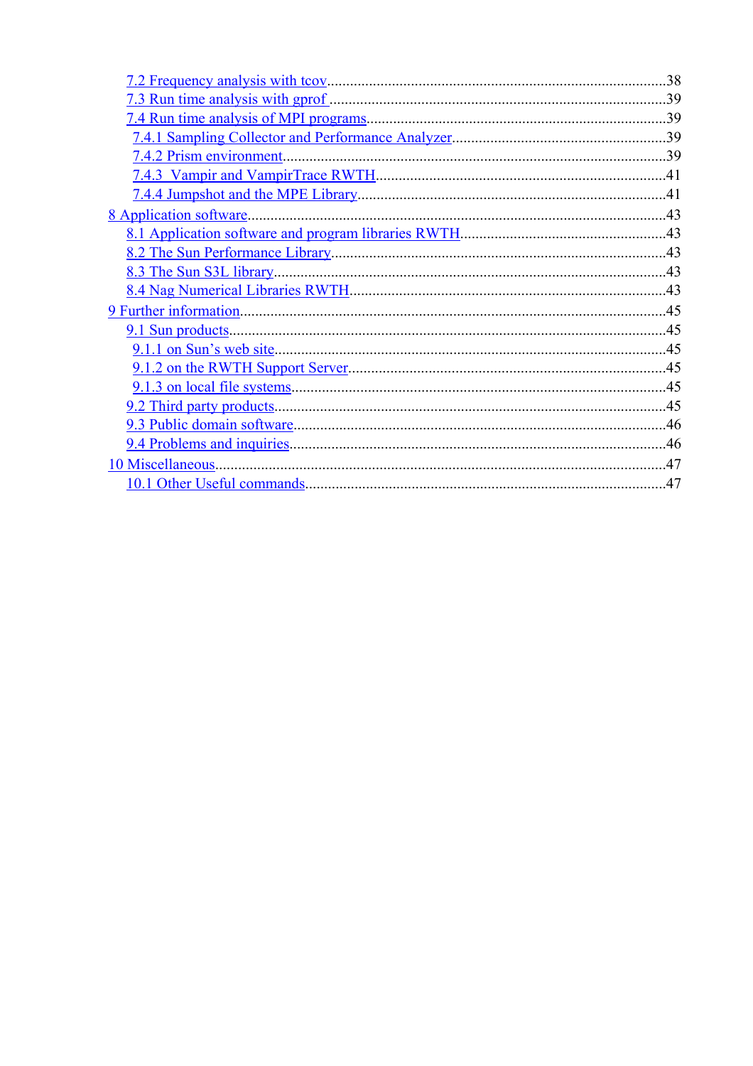7.2 Frequency analysis with tcov........................................................................................38
7.3 Run time analysis with gprof .......................................................................................39
7.4 Run time analysis of MPI programs.............................................................................39
7.4.1 Sampling Collector and Performance Analyzer.......................................................39
7.4.2 Prism environment...................................................................................................39
7.4.3 Vampir and VampirTrace RWTH...........................................................................41
7.4.4 Jumpshot and the MPE Library...............................................................................41
8 Application software............................................................................................................43
8.1 Application software and program libraries RWTH.....................................................43
8.2 The Sun Performance Library.......................................................................................43
8.3 The Sun S3L library......................................................................................................43
8.4 Nag Numerical Libraries RWTH..................................................................................43
9 Further information..............................................................................................................45
9.1 Sun products..................................................................................................................45
9.1.1 on Sun's web site.....................................................................................................45
9.1.2 on the RWTH Support Server..................................................................................45
9.1.3 on local file systems.................................................................................................45
9.2 Third party products.....................................................................................................45
9.3 Public domain software.................................................................................................46
9.4 Problems and inquiries..................................................................................................46
10 Miscellaneous.....................................................................................................................47
10.1 Other Useful commands..............................................................................................47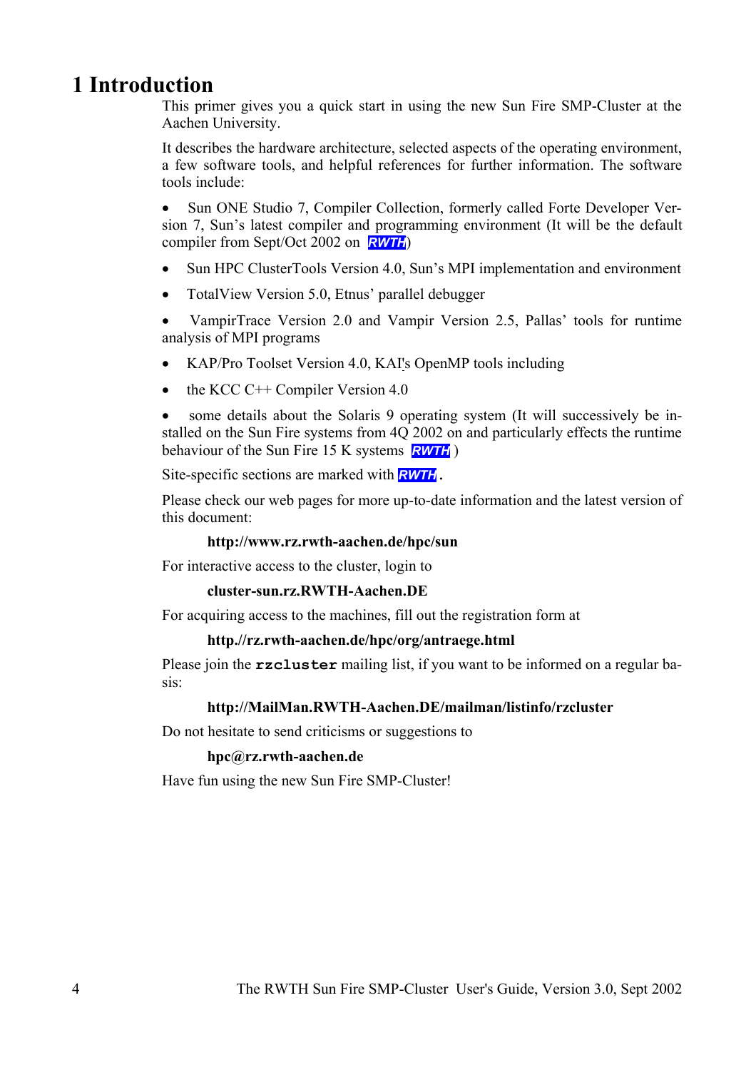# 1 Introduction

This primer gives you a quick start in using the new Sun Fire SMP-Cluster at the Aachen University.

It describes the hardware architecture, selected aspects of the operating environment, a few software tools, and helpful references for further information. The software tools include:

- Sun ONE Studio 7, Compiler Collection, formerly called Forte Developer Version 7, Sun's latest compiler and programming environment (It will be the default compiler from Sept/Oct 2002 on **RWTH**)
- Sun HPC ClusterTools Version 4.0, Sun's MPI implementation and environment
- TotalView Version 5.0, Etnus' parallel debugger
- VampirTrace Version 2.0 and Vampir Version 2.5, Pallas' tools for runtime analysis of MPI programs
- KAP/Pro Toolset Version 4.0, KAI's OpenMP tools including
- the KCC C++ Compiler Version 4.0
- some details about the Solaris 9 operating system (It will successively be installed on the Sun Fire systems from 4Q 2002 on and particularly effects the runtime behaviour of the Sun Fire 15 K systems **RWTH** )

Site-specific sections are marked with **RWTH**.

Please check our web pages for more up-to-date information and the latest version of this document:

> **http://www.rz.rwth-aachen.de/hpc/sun**

For interactive access to the cluster, login to

> **cluster-sun.rz.RWTH-Aachen.DE**

For acquiring access to the machines, fill out the registration form at

> **http.//rz.rwth-aachen.de/hpc/org/antraege.html**

Please join the `rzcluster` mailing list, if you want to be informed on a regular basis:

> **http://MailMan.RWTH-Aachen.DE/mailman/listinfo/rzcluster**

Do not hesitate to send criticisms or suggestions to

> **hpc@rz.rwth-aachen.de**

Have fun using the new Sun Fire SMP-Cluster!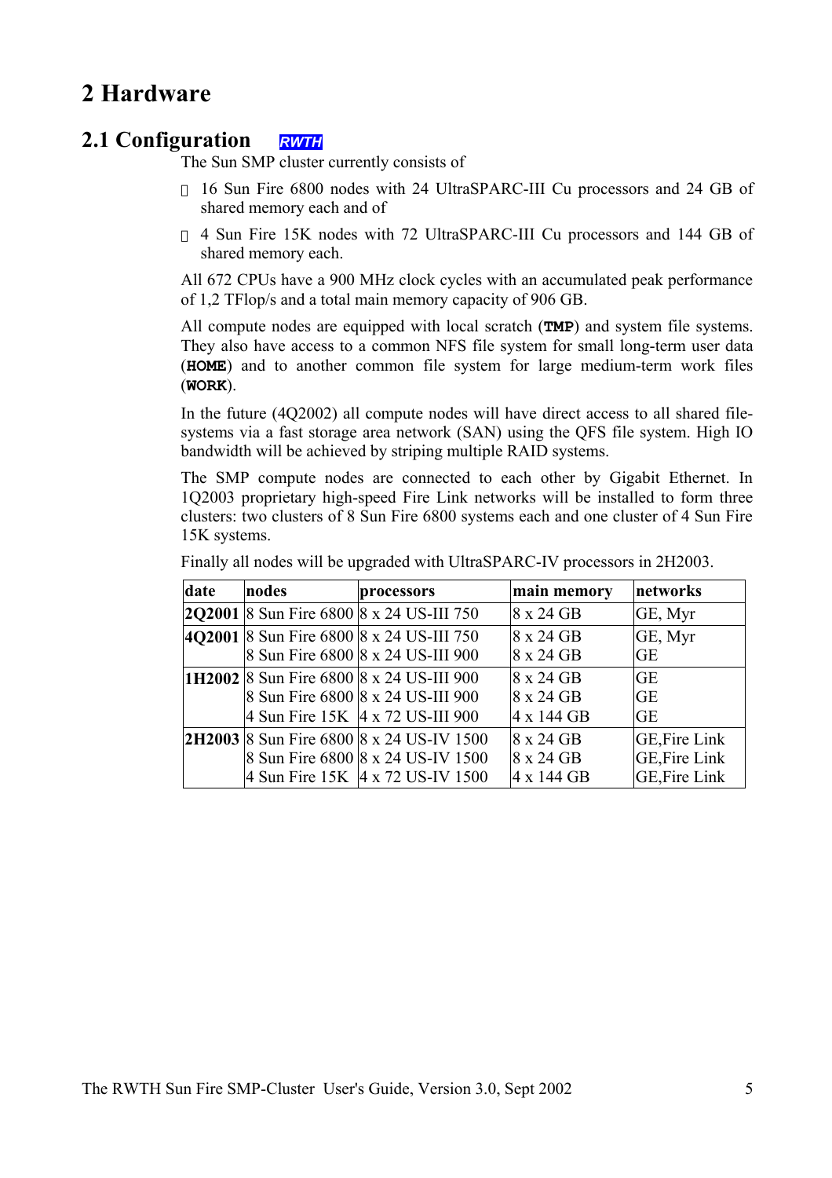# 2 Hardware

## 2.1 Configuration *RWTH*

The Sun SMP cluster currently consists of

- 16 Sun Fire 6800 nodes with 24 UltraSPARC-III Cu processors and 24 GB of shared memory each and of
- 4 Sun Fire 15K nodes with 72 UltraSPARC-III Cu processors and 144 GB of shared memory each.

All 672 CPUs have a 900 MHz clock cycles with an accumulated peak performance of 1,2 TFlop/s and a total main memory capacity of 906 GB.

All compute nodes are equipped with local scratch (**TMP**) and system file systems. They also have access to a common NFS file system for small long-term user data (**HOME**) and to another common file system for large medium-term work files (**WORK**).

In the future (4Q2002) all compute nodes will have direct access to all shared file-systems via a fast storage area network (SAN) using the QFS file system. High IO bandwidth will be achieved by striping multiple RAID systems.

The SMP compute nodes are connected to each other by Gigabit Ethernet. In 1Q2003 proprietary high-speed Fire Link networks will be installed to form three clusters: two clusters of 8 Sun Fire 6800 systems each and one cluster of 4 Sun Fire 15K systems.

Finally all nodes will be upgraded with UltraSPARC-IV processors in 2H2003.

| date | nodes | processors | main memory | networks |
|---|---|---|---|---|
| **2Q2001** | 8 Sun Fire 6800 | 8 x 24 US-III 750 | 8 x 24 GB | GE, Myr |
| **4Q2001** | 8 Sun Fire 6800 | 8 x 24 US-III 750 | 8 x 24 GB | GE, Myr |
| | 8 Sun Fire 6800 | 8 x 24 US-III 900 | 8 x 24 GB | GE |
| **1H2002** | 8 Sun Fire 6800 | 8 x 24 US-III 900 | 8 x 24 GB | GE |
| | 8 Sun Fire 6800 | 8 x 24 US-III 900 | 8 x 24 GB | GE |
| | 4 Sun Fire 15K | 4 x 72 US-III 900 | 4 x 144 GB | GE |
| **2H2003** | 8 Sun Fire 6800 | 8 x 24 US-IV 1500 | 8 x 24 GB | GE,Fire Link |
| | 8 Sun Fire 6800 | 8 x 24 US-IV 1500 | 8 x 24 GB | GE,Fire Link |
| | 4 Sun Fire 15K | 4 x 72 US-IV 1500 | 4 x 144 GB | GE,Fire Link |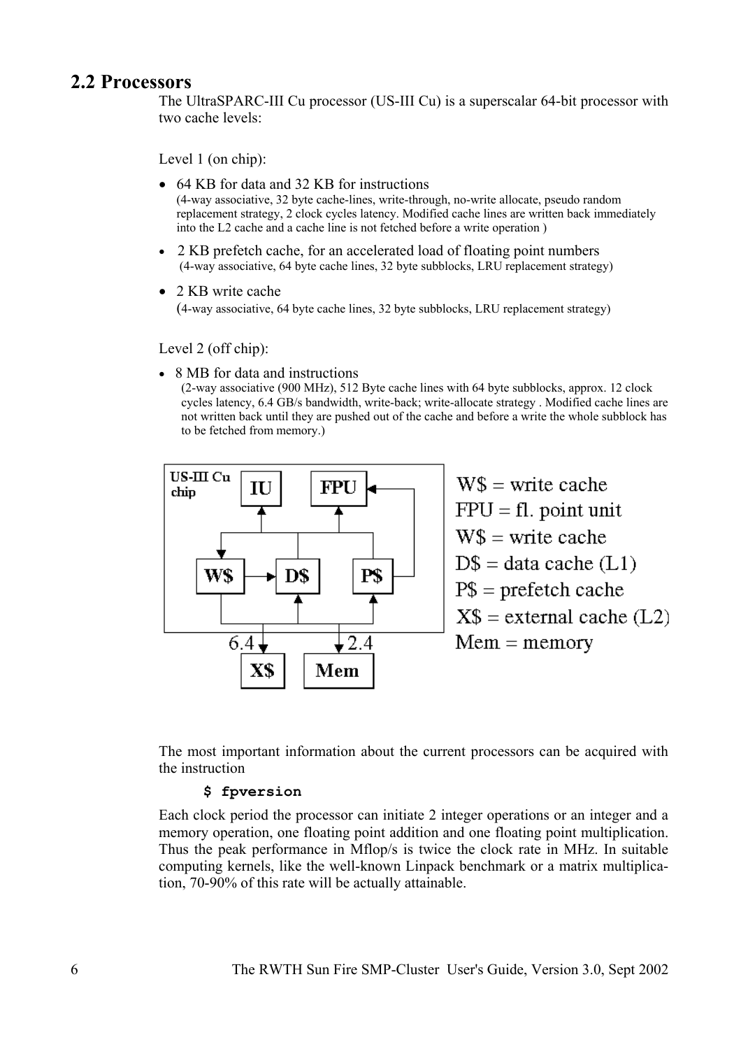## 2.2 Processors

The UltraSPARC-III Cu processor (US-III Cu) is a superscalar 64-bit processor with two cache levels:

Level 1 (on chip):

- 64 KB for data and 32 KB for instructions
  (4-way associative, 32 byte cache-lines, write-through, no-write allocate, pseudo random replacement strategy, 2 clock cycles latency. Modified cache lines are written back immediately into the L2 cache and a cache line is not fetched before a write operation )
- 2 KB prefetch cache, for an accelerated load of floating point numbers
  (4-way associative, 64 byte cache lines, 32 byte subblocks, LRU replacement strategy)
- 2 KB write cache
  (4-way associative, 64 byte cache lines, 32 byte subblocks, LRU replacement strategy)

Level 2 (off chip):

- 8 MB for data and instructions
  (2-way associative (900 MHz), 512 Byte cache lines with 64 byte subblocks, approx. 12 clock cycles latency, 6.4 GB/s bandwidth, write-back; write-allocate strategy . Modified cache lines are not written back until they are pushed out of the cache and before a write the whole subblock has to be fetched from memory.)

US-III Cu chip: IU, FPU, W$, D$, P$; 6.4 → X$; 2.4 → Mem

W$ = write cache
FPU = fl. point unit
W$ = write cache
D$ = data cache (L1)
P$ = prefetch cache
X$ = external cache (L2)
Mem = memory

The most important information about the current processors can be acquired with the instruction

```
$ fpversion
```

Each clock period the processor can initiate 2 integer operations or an integer and a memory operation, one floating point addition and one floating point multiplication. Thus the peak performance in Mflop/s is twice the clock rate in MHz. In suitable computing kernels, like the well-known Linpack benchmark or a matrix multiplication, 70-90% of this rate will be actually attainable.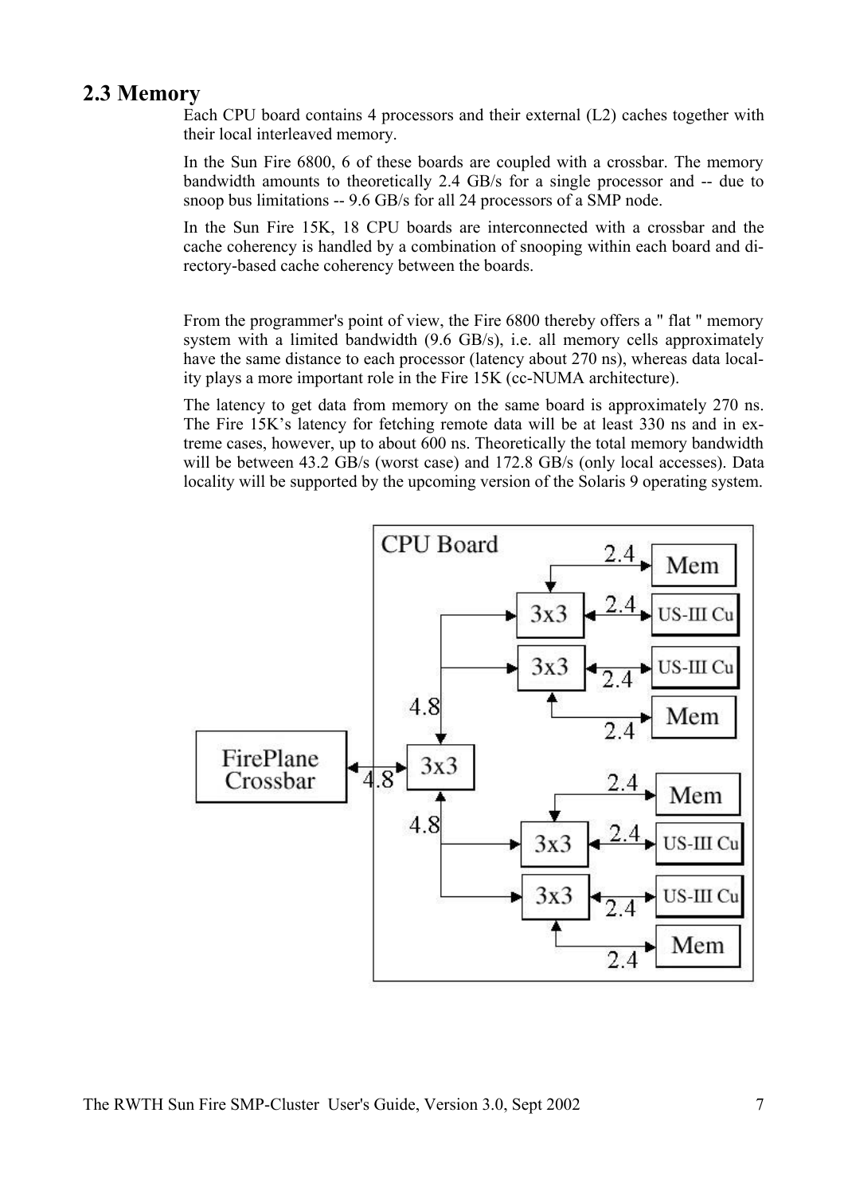## 2.3 Memory

Each CPU board contains 4 processors and their external (L2) caches together with their local interleaved memory.

In the Sun Fire 6800, 6 of these boards are coupled with a crossbar. The memory bandwidth amounts to theoretically 2.4 GB/s for a single processor and -- due to snoop bus limitations -- 9.6 GB/s for all 24 processors of a SMP node.

In the Sun Fire 15K, 18 CPU boards are interconnected with a crossbar and the cache coherency is handled by a combination of snooping within each board and directory-based cache coherency between the boards.

From the programmer's point of view, the Fire 6800 thereby offers a " flat " memory system with a limited bandwidth (9.6 GB/s), i.e. all memory cells approximately have the same distance to each processor (latency about 270 ns), whereas data locality plays a more important role in the Fire 15K (cc-NUMA architecture).

The latency to get data from memory on the same board is approximately 270 ns. The Fire 15K's latency for fetching remote data will be at least 330 ns and in extreme cases, however, up to about 600 ns. Theoretically the total memory bandwidth will be between 43.2 GB/s (worst case) and 172.8 GB/s (only local accesses). Data locality will be supported by the upcoming version of the Solaris 9 operating system.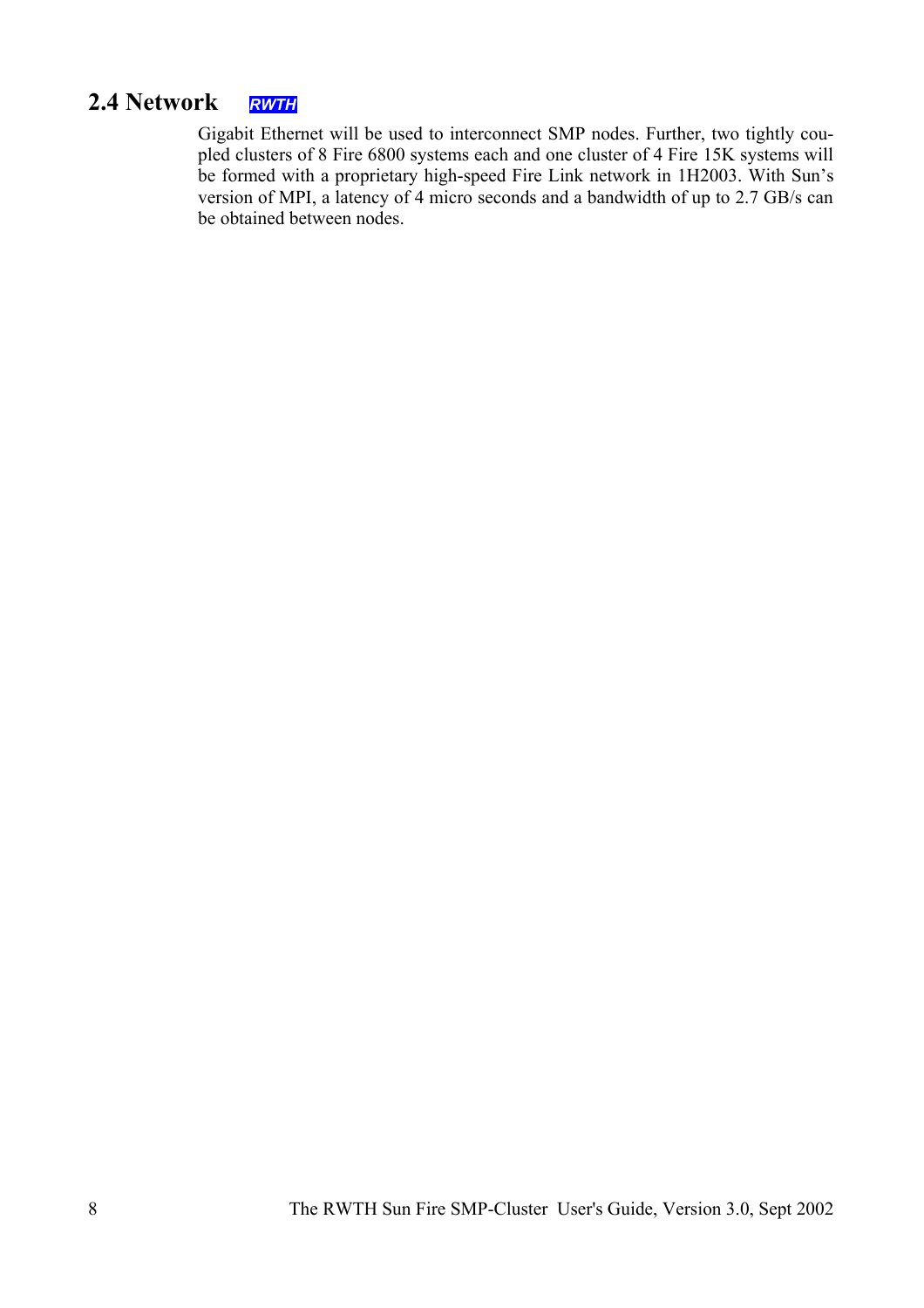## 2.4 Network *RWTH*

Gigabit Ethernet will be used to interconnect SMP nodes. Further, two tightly coupled clusters of 8 Fire 6800 systems each and one cluster of 4 Fire 15K systems will be formed with a proprietary high-speed Fire Link network in 1H2003. With Sun's version of MPI, a latency of 4 micro seconds and a bandwidth of up to 2.7 GB/s can be obtained between nodes.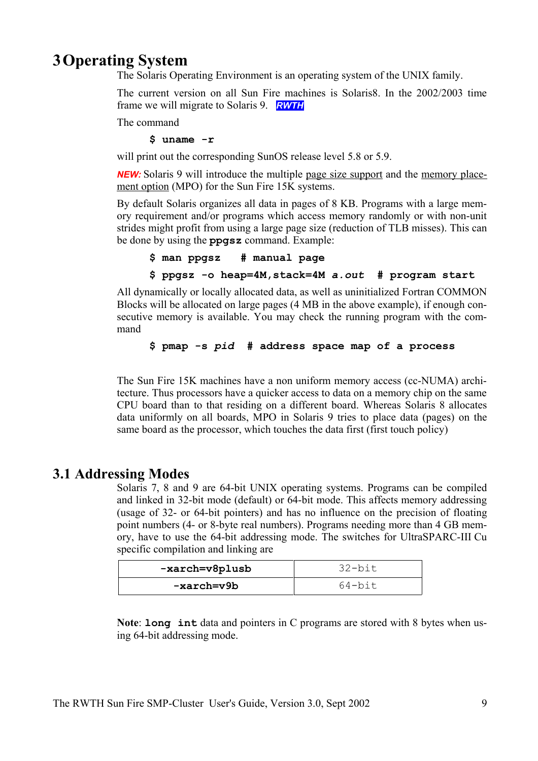# 3 Operating System

The Solaris Operating Environment is an operating system of the UNIX family.

The current version on all Sun Fire machines is Solaris8. In the 2002/2003 time frame we will migrate to Solaris 9. ***RWTH***

The command

```
$ uname -r
```

will print out the corresponding SunOS release level 5.8 or 5.9.

***NEW:*** Solaris 9 will introduce the multiple page size support and the memory placement option (MPO) for the Sun Fire 15K systems.

By default Solaris organizes all data in pages of 8 KB. Programs with a large memory requirement and/or programs which access memory randomly or with non-unit strides might profit from using a large page size (reduction of TLB misses). This can be done by using the **ppgsz** command. Example:

```
$ man ppgsz    # manual page
$ ppgsz -o heap=4M,stack=4M a.out  # program start
```

All dynamically or locally allocated data, as well as uninitialized Fortran COMMON Blocks will be allocated on large pages (4 MB in the above example), if enough consecutive memory is available. You may check the running program with the command

```
$ pmap -s pid  # address space map of a process
```

The Sun Fire 15K machines have a non uniform memory access (cc-NUMA) architecture. Thus processors have a quicker access to data on a memory chip on the same CPU board than to that residing on a different board. Whereas Solaris 8 allocates data uniformly on all boards, MPO in Solaris 9 tries to place data (pages) on the same board as the processor, which touches the data first (first touch policy)

## 3.1 Addressing Modes

Solaris 7, 8 and 9 are 64-bit UNIX operating systems. Programs can be compiled and linked in 32-bit mode (default) or 64-bit mode. This affects memory addressing (usage of 32- or 64-bit pointers) and has no influence on the precision of floating point numbers (4- or 8-byte real numbers). Programs needing more than 4 GB memory, have to use the 64-bit addressing mode. The switches for UltraSPARC-III Cu specific compilation and linking are

| -xarch=v8plusb | 32-bit |
|---|---|
| **-xarch=v9b** | 64-bit |

**Note**: **long int** data and pointers in C programs are stored with 8 bytes when using 64-bit addressing mode.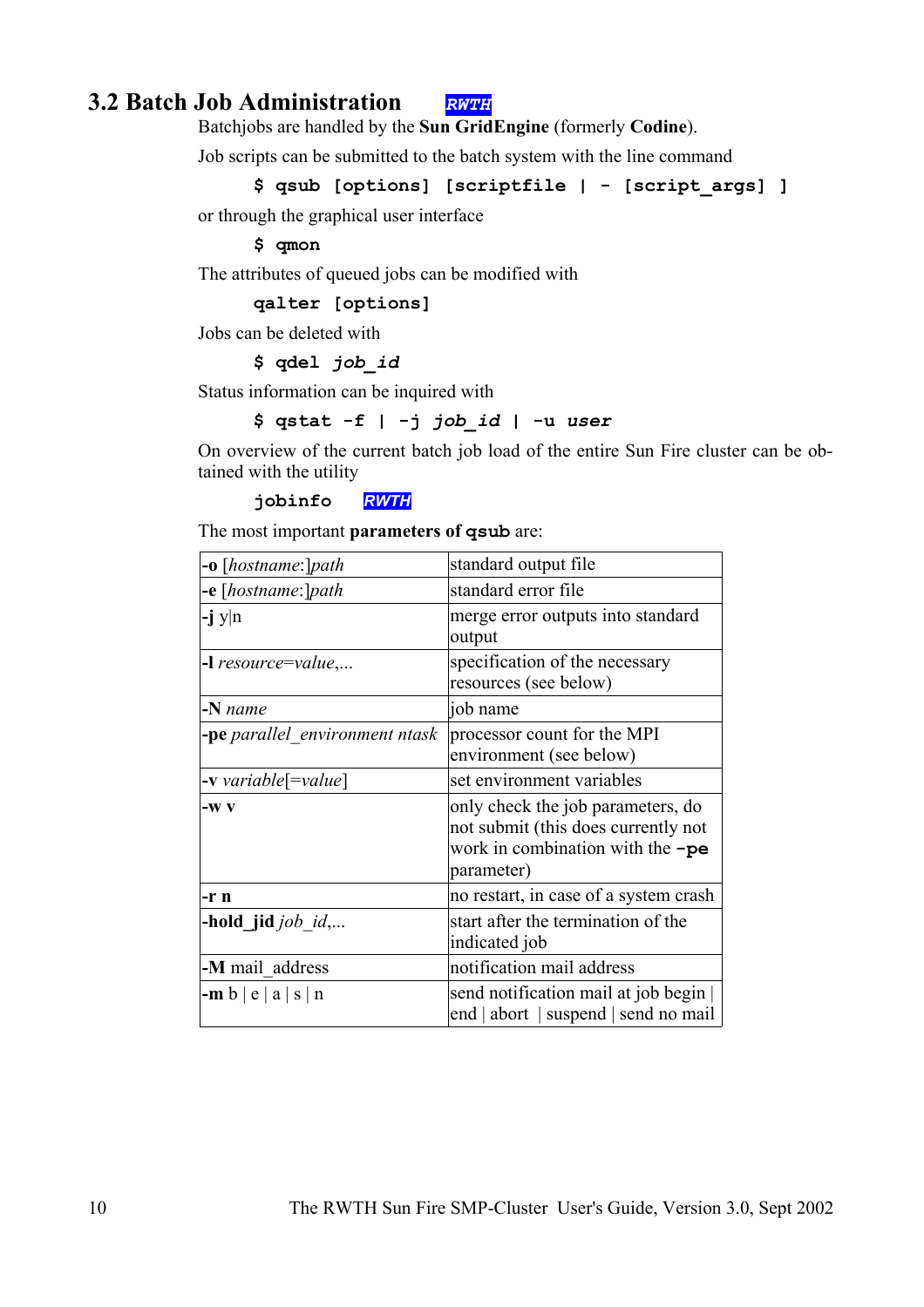## 3.2 Batch Job Administration **RWTH**

Batchjobs are handled by the **Sun GridEngine** (formerly **Codine**).

Job scripts can be submitted to the batch system with the line command

```
$ qsub [options] [scriptfile | - [script_args] ]
```

or through the graphical user interface

```
$ qmon
```

The attributes of queued jobs can be modified with

```
qalter [options]
```

Jobs can be deleted with

```
$ qdel job_id
```

Status information can be inquired with

```
$ qstat -f | -j job_id | -u user
```

On overview of the current batch job load of the entire Sun Fire cluster can be obtained with the utility

```
jobinfo
```

**RWTH**

The most important **parameters of `qsub`** are:

| | |
|---|---|
| **-o** [*hostname*:]*path* | standard output file |
| **-e** [*hostname*:]*path* | standard error file |
| **-j** y\|n | merge error outputs into standard output |
| **-l** *resource=value,...* | specification of the necessary resources (see below) |
| **-N** *name* | job name |
| **-pe** *parallel_environment ntask* | processor count for the MPI environment (see below) |
| **-v** *variable*[=*value*] | set environment variables |
| **-w v** | only check the job parameters, do not submit (this does currently not work in combination with the **-pe** parameter) |
| **-r n** | no restart, in case of a system crash |
| **-hold_jid** *job_id,...* | start after the termination of the indicated job |
| **-M** mail_address | notification mail address |
| **-m** b \| e \| a \| s \| n | send notification mail at job begin \| end \| abort \| suspend \| send no mail |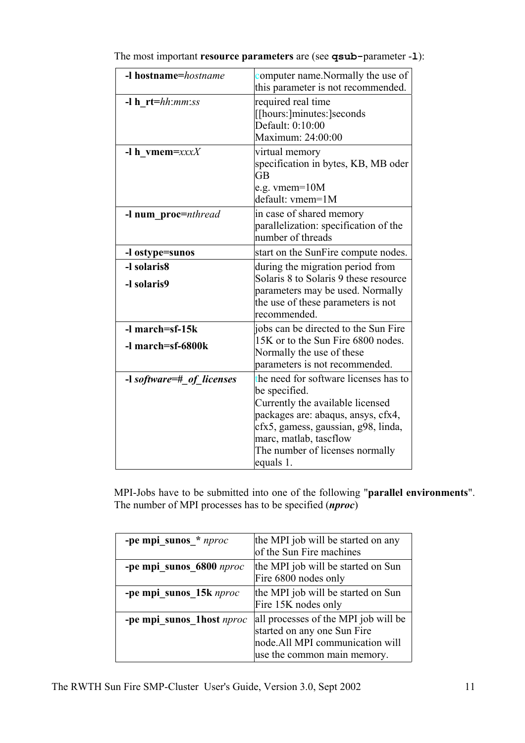The most important **resource parameters** are (see **`qsub-`**parameter **`-l`**):

| | |
|---|---|
| **-l hostname=***hostname* | computer name.Normally the use of this parameter is not recommended. |
| **-l h_rt=***hh*:*mm*:*ss* | required real time [[hours:]minutes:]seconds Default: 0:10:00 Maximum: 24:00:00 |
| **-l h_vmem=***xxxX* | virtual memory specification in bytes, KB, MB oder GB e.g. vmem=10M default: vmem=1M |
| **-l num_proc=***nthread* | in case of shared memory parallelization: specification of the number of threads |
| **-l ostype=sunos** | start on the SunFire compute nodes. |
| **-l solaris8** **-l solaris9** | during the migration period from Solaris 8 to Solaris 9 these resource parameters may be used. Normally the use of these parameters is not recommended. |
| **-l march=sf-15k** **-l march=sf-6800k** | jobs can be directed to the Sun Fire 15K or to the Sun Fire 6800 nodes. Normally the use of these parameters is not recommended. |
| **-l** ***software*****=*****#_of_licenses*** | the need for software licenses has to be specified. Currently the available licensed packages are: abaqus, ansys, cfx4, cfx5, gamess, gaussian, g98, linda, marc, matlab, tascflow The number of licenses normally equals 1. |

MPI-Jobs have to be submitted into one of the following "**parallel environments**". The number of MPI processes has to be specified (***nproc***)

| | |
|---|---|
| **-pe mpi_sunos_*** *nproc* | the MPI job will be started on any of the Sun Fire machines |
| **-pe mpi_sunos_6800** *nproc* | the MPI job will be started on Sun Fire 6800 nodes only |
| **-pe mpi_sunos_15k** *nproc* | the MPI job will be started on Sun Fire 15K nodes only |
| **-pe mpi_sunos_1host** *nproc* | all processes of the MPI job will be started on any one Sun Fire node.All MPI communication will use the common main memory. |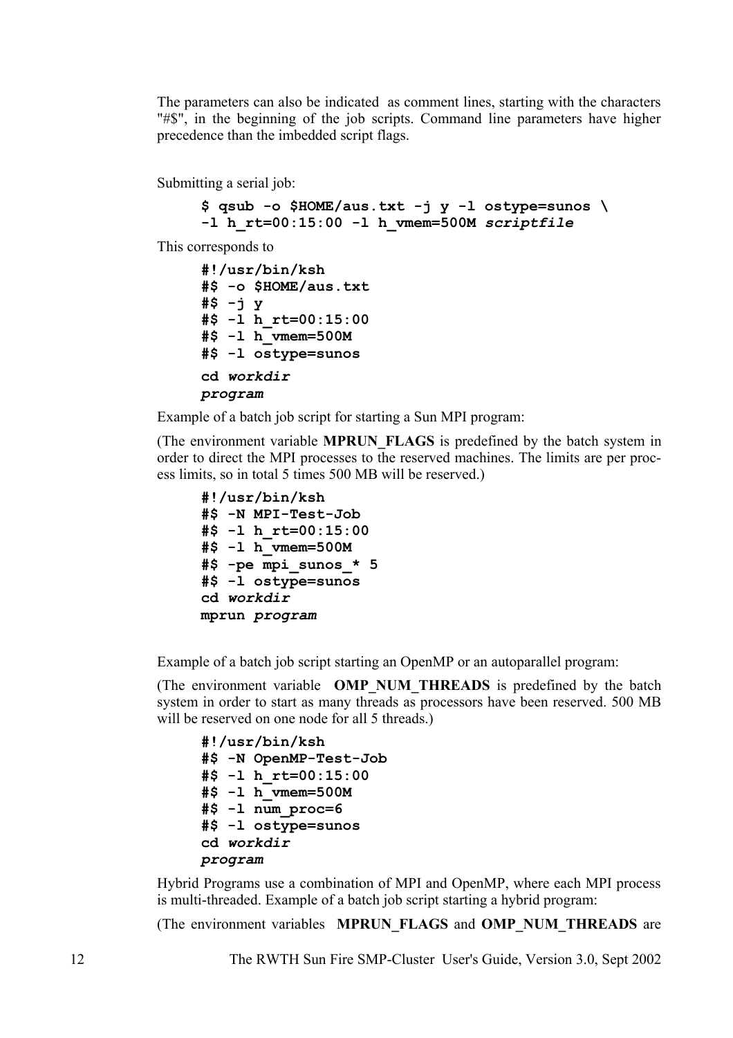The parameters can also be indicated as comment lines, starting with the characters "#$", in the beginning of the job scripts. Command line parameters have higher precedence than the imbedded script flags.

Submitting a serial job:

```
$ qsub -o $HOME/aus.txt -j y -l ostype=sunos \
-l h_rt=00:15:00 -l h_vmem=500M scriptfile
```

This corresponds to

```
#!/usr/bin/ksh
#$ -o $HOME/aus.txt
#$ -j y
#$ -l h_rt=00:15:00
#$ -l h_vmem=500M
#$ -l ostype=sunos
cd workdir
program
```

Example of a batch job script for starting a Sun MPI program:

(The environment variable **MPRUN_FLAGS** is predefined by the batch system in order to direct the MPI processes to the reserved machines. The limits are per process limits, so in total 5 times 500 MB will be reserved.)

```
#!/usr/bin/ksh
#$ -N MPI-Test-Job
#$ -l h_rt=00:15:00
#$ -l h_vmem=500M
#$ -pe mpi_sunos_* 5
#$ -l ostype=sunos
cd workdir
mprun program
```

Example of a batch job script starting an OpenMP or an autoparallel program:

(The environment variable **OMP_NUM_THREADS** is predefined by the batch system in order to start as many threads as processors have been reserved. 500 MB will be reserved on one node for all 5 threads.)

```
#!/usr/bin/ksh
#$ -N OpenMP-Test-Job
#$ -l h_rt=00:15:00
#$ -l h_vmem=500M
#$ -l num_proc=6
#$ -l ostype=sunos
cd workdir
program
```

Hybrid Programs use a combination of MPI and OpenMP, where each MPI process is multi-threaded. Example of a batch job script starting a hybrid program:

(The environment variables **MPRUN_FLAGS** and **OMP_NUM_THREADS** are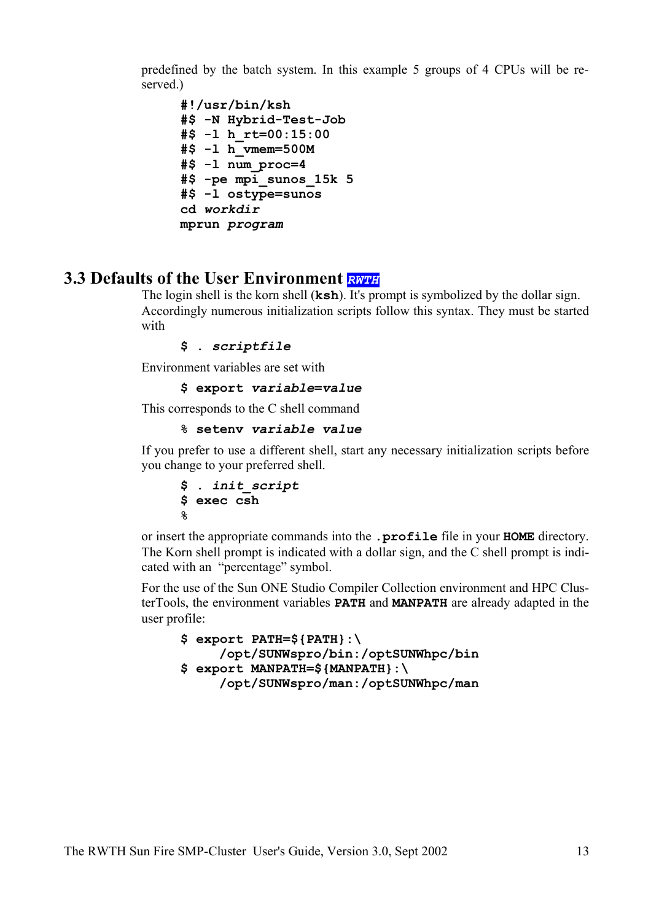predefined by the batch system. In this example 5 groups of 4 CPUs will be reserved.)

```
#!/usr/bin/ksh
#$ -N Hybrid-Test-Job
#$ -l h_rt=00:15:00
#$ -l h_vmem=500M
#$ -l num_proc=4
#$ -pe mpi_sunos_15k 5
#$ -l ostype=sunos
cd workdir
mprun program
```

## 3.3 Defaults of the User Environment *RWTH*

The login shell is the korn shell (**ksh**). It's prompt is symbolized by the dollar sign. Accordingly numerous initialization scripts follow this syntax. They must be started with

```
$ . scriptfile
```

Environment variables are set with

```
$ export variable=value
```

This corresponds to the C shell command

```
% setenv variable value
```

If you prefer to use a different shell, start any necessary initialization scripts before you change to your preferred shell.

```
$ . init_script
$ exec csh
%
```

or insert the appropriate commands into the **.profile** file in your **HOME** directory. The Korn shell prompt is indicated with a dollar sign, and the C shell prompt is indicated with an "percentage" symbol.

For the use of the Sun ONE Studio Compiler Collection environment and HPC ClusterTools, the environment variables **PATH** and **MANPATH** are already adapted in the user profile:

```
$ export PATH=${PATH}:\
     /opt/SUNWspro/bin:/optSUNWhpc/bin
$ export MANPATH=${MANPATH}:\
     /opt/SUNWspro/man:/optSUNWhpc/man
```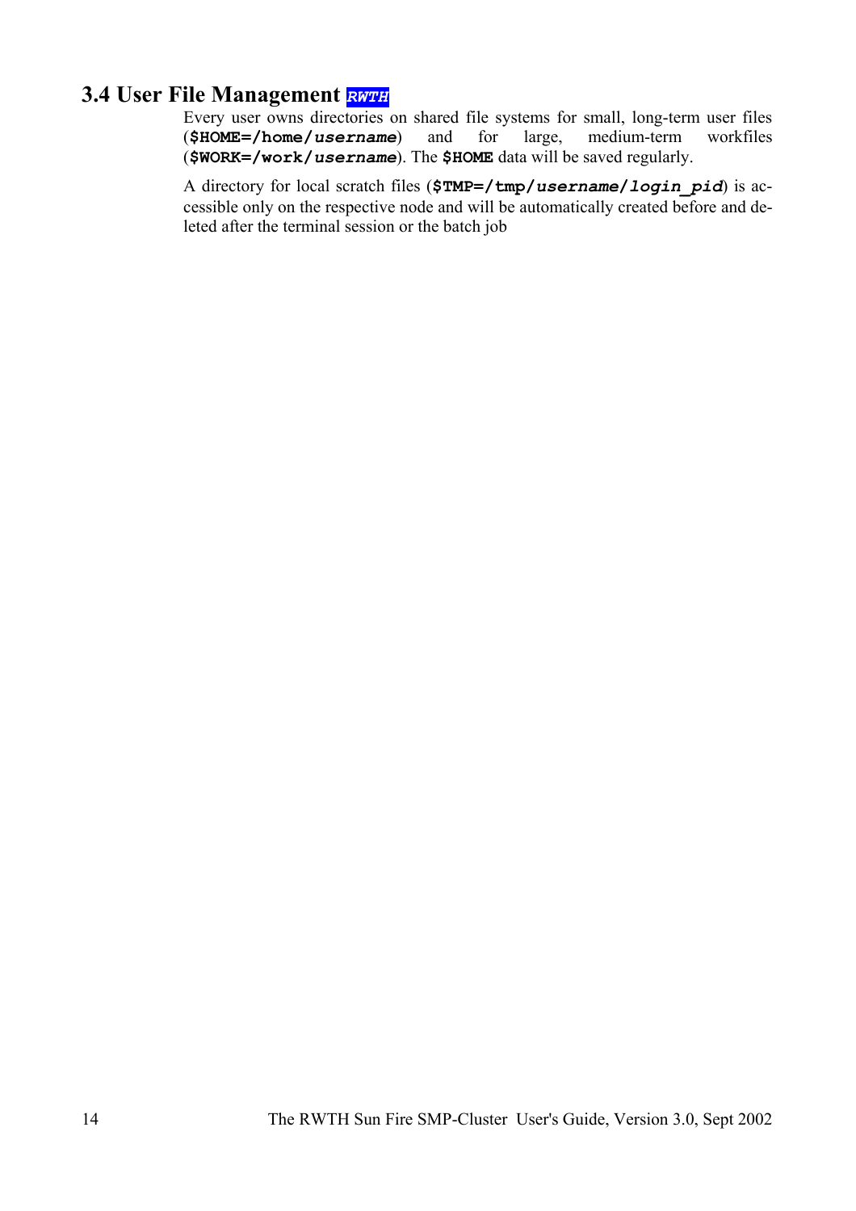## 3.4 User File Management *RWTH*

Every user owns directories on shared file systems for small, long-term user files (**$HOME=/home/*username***) and for large, medium-term workfiles (**$WORK=/work/*username***). The **$HOME** data will be saved regularly.

A directory for local scratch files (**$TMP=/tmp/*username*/*login_pid***) is accessible only on the respective node and will be automatically created before and deleted after the terminal session or the batch job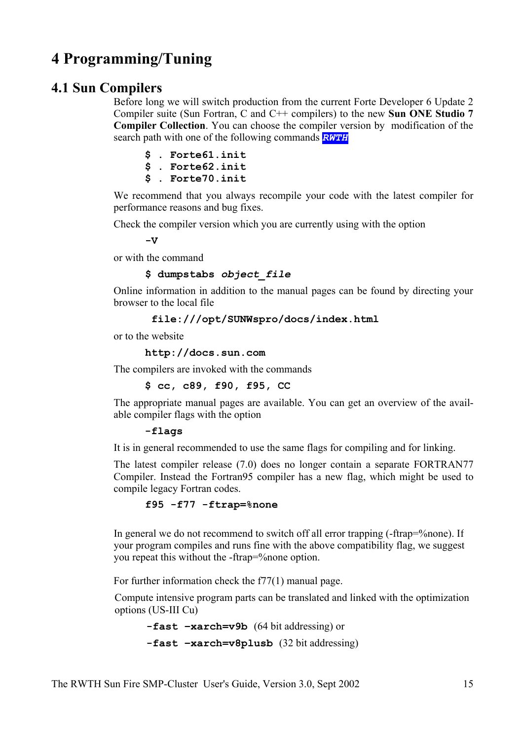# 4 Programming/Tuning

## 4.1 Sun Compilers

Before long we will switch production from the current Forte Developer 6 Update 2 Compiler suite (Sun Fortran, C and C++ compilers) to the new **Sun ONE Studio 7 Compiler Collection**. You can choose the compiler version by modification of the search path with one of the following commands ***RWTH***

```
$ . Forte61.init
$ . Forte62.init
$ . Forte70.init
```

We recommend that you always recompile your code with the latest compiler for performance reasons and bug fixes.

Check the compiler version which you are currently using with the option

```
-V
```

or with the command

```
$ dumpstabs object_file
```

Online information in addition to the manual pages can be found by directing your browser to the local file

```
file:///opt/SUNWspro/docs/index.html
```

or to the website

```
http://docs.sun.com
```

The compilers are invoked with the commands

```
$ cc, c89, f90, f95, CC
```

The appropriate manual pages are available. You can get an overview of the available compiler flags with the option

```
-flags
```

It is in general recommended to use the same flags for compiling and for linking.

The latest compiler release (7.0) does no longer contain a separate FORTRAN77 Compiler. Instead the Fortran95 compiler has a new flag, which might be used to compile legacy Fortran codes.

```
f95 -f77 -ftrap=%none
```

In general we do not recommend to switch off all error trapping (-ftrap=%none). If your program compiles and runs fine with the above compatibility flag, we suggest you repeat this without the -ftrap=%none option.

For further information check the f77(1) manual page.

Compute intensive program parts can be translated and linked with the optimization options (US-III Cu)

**-fast -xarch=v9b** (64 bit addressing) or

**-fast -xarch=v8plusb** (32 bit addressing)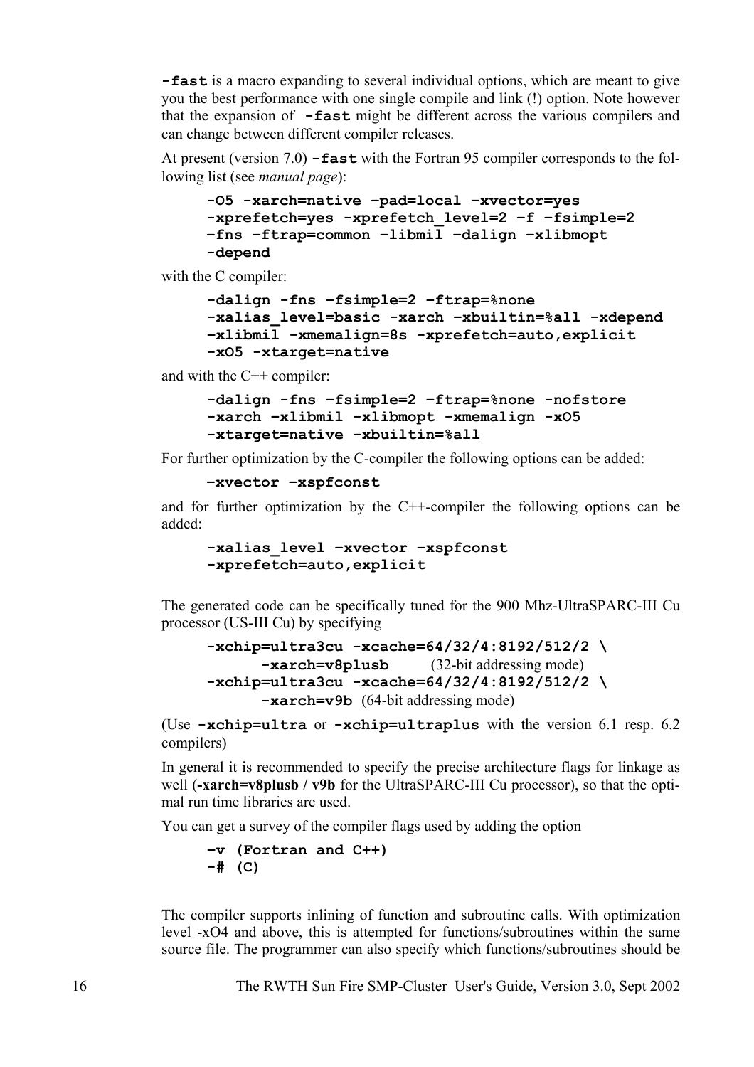**-fast** is a macro expanding to several individual options, which are meant to give you the best performance with one single compile and link (!) option. Note however that the expansion of **-fast** might be different across the various compilers and can change between different compiler releases.

At present (version 7.0) **-fast** with the Fortran 95 compiler corresponds to the following list (see *manual page*):

```
-O5 -xarch=native –pad=local –xvector=yes
-xprefetch=yes -xprefetch_level=2 –f –fsimple=2
–fns –ftrap=common –libmil –dalign –xlibmopt
-depend
```

with the C compiler:

```
-dalign -fns –fsimple=2 –ftrap=%none
-xalias_level=basic -xarch –xbuiltin=%all -xdepend
–xlibmil -xmemalign=8s -xprefetch=auto,explicit
-xO5 -xtarget=native
```

and with the C++ compiler:

```
-dalign -fns –fsimple=2 –ftrap=%none -nofstore
-xarch –xlibmil -xlibmopt -xmemalign -xO5
-xtarget=native –xbuiltin=%all
```

For further optimization by the C-compiler the following options can be added:

```
–xvector –xspfconst
```

and for further optimization by the C++-compiler the following options can be added:

```
-xalias_level –xvector –xspfconst
-xprefetch=auto,explicit
```

The generated code can be specifically tuned for the 900 Mhz-UltraSPARC-III Cu processor (US-III Cu) by specifying

```
-xchip=ultra3cu -xcache=64/32/4:8192/512/2 \
       -xarch=v8plusb        (32-bit addressing mode)
-xchip=ultra3cu -xcache=64/32/4:8192/512/2 \
       -xarch=v9b  (64-bit addressing mode)
```

(Use **-xchip=ultra** or **-xchip=ultraplus** with the version 6.1 resp. 6.2 compilers)

In general it is recommended to specify the precise architecture flags for linkage as well (**-xarch=v8plusb / v9b** for the UltraSPARC-III Cu processor), so that the optimal run time libraries are used.

You can get a survey of the compiler flags used by adding the option

```
–v (Fortran and C++)
-# (C)
```

The compiler supports inlining of function and subroutine calls. With optimization level -xO4 and above, this is attempted for functions/subroutines within the same source file. The programmer can also specify which functions/subroutines should be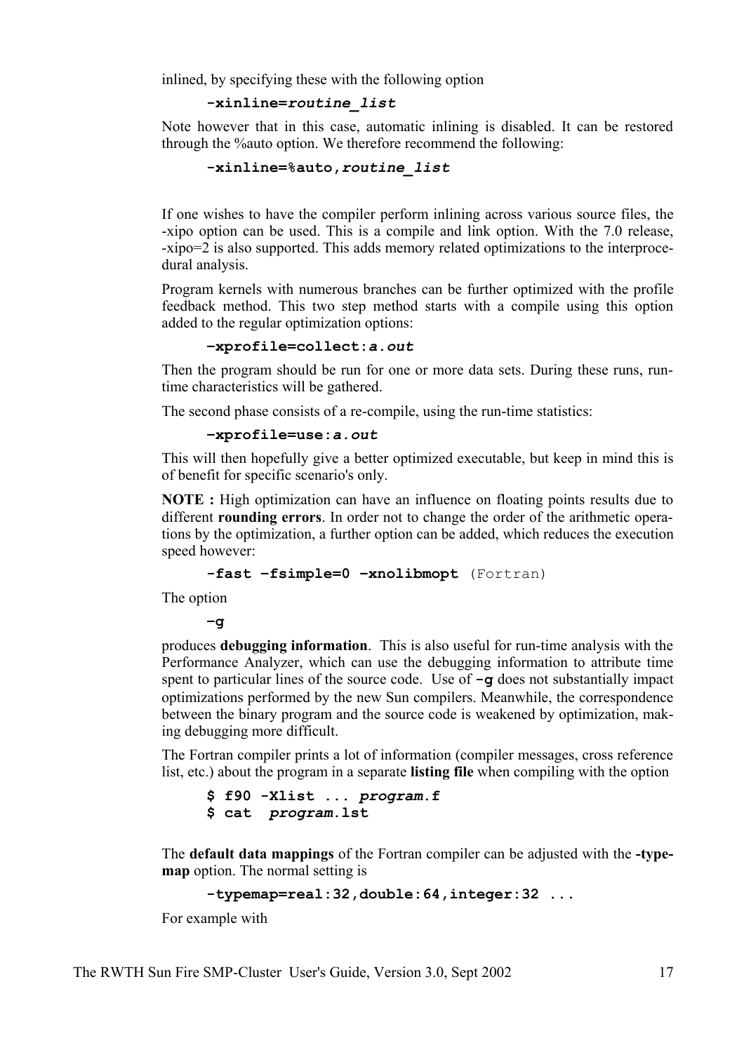inlined, by specifying these with the following option

```
-xinline=routine_list
```

Note however that in this case, automatic inlining is disabled. It can be restored through the %auto option. We therefore recommend the following:

```
-xinline=%auto,routine_list
```

If one wishes to have the compiler perform inlining across various source files, the -xipo option can be used. This is a compile and link option. With the 7.0 release, -xipo=2 is also supported. This adds memory related optimizations to the interprocedural analysis.

Program kernels with numerous branches can be further optimized with the profile feedback method. This two step method starts with a compile using this option added to the regular optimization options:

```
–xprofile=collect:a.out
```

Then the program should be run for one or more data sets. During these runs, run-time characteristics will be gathered.

The second phase consists of a re-compile, using the run-time statistics:

```
–xprofile=use:a.out
```

This will then hopefully give a better optimized executable, but keep in mind this is of benefit for specific scenario's only.

**NOTE :** High optimization can have an influence on floating points results due to different **rounding errors**. In order not to change the order of the arithmetic operations by the optimization, a further option can be added, which reduces the execution speed however:

```
-fast –fsimple=0 –xnolibmopt (Fortran)
```

The option

```
–g
```

produces **debugging information**. This is also useful for run-time analysis with the Performance Analyzer, which can use the debugging information to attribute time spent to particular lines of the source code. Use of **-g** does not substantially impact optimizations performed by the new Sun compilers. Meanwhile, the correspondence between the binary program and the source code is weakened by optimization, making debugging more difficult.

The Fortran compiler prints a lot of information (compiler messages, cross reference list, etc.) about the program in a separate **listing file** when compiling with the option

```
$ f90 -Xlist ... program.f
$ cat  program.lst
```

The **default data mappings** of the Fortran compiler can be adjusted with the **-typemap** option. The normal setting is

```
-typemap=real:32,double:64,integer:32 ...
```

For example with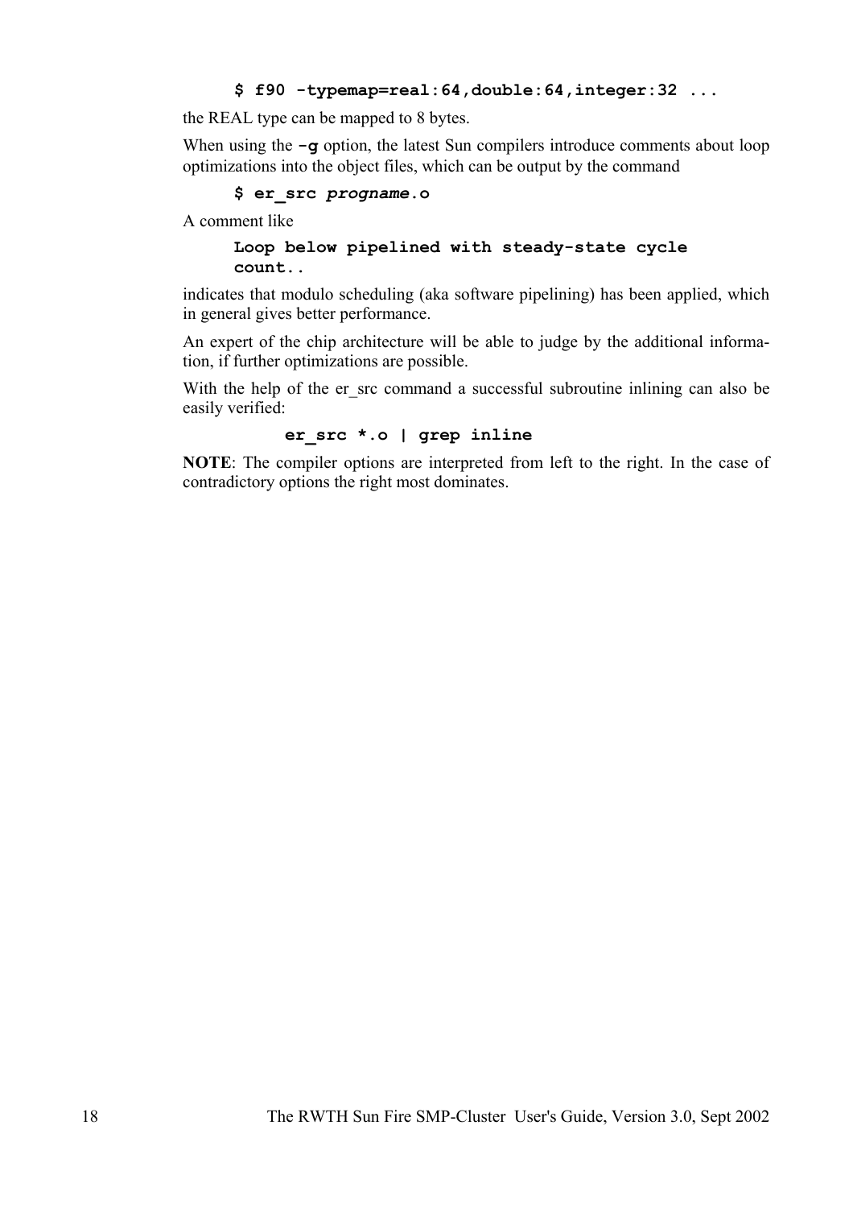```
$ f90 -typemap=real:64,double:64,integer:32 ...
```

the REAL type can be mapped to 8 bytes.

When using the **-g** option, the latest Sun compilers introduce comments about loop optimizations into the object files, which can be output by the command

```
$ er_src progname.o
```

A comment like

```
Loop below pipelined with steady-state cycle
count..
```

indicates that modulo scheduling (aka software pipelining) has been applied, which in general gives better performance.

An expert of the chip architecture will be able to judge by the additional information, if further optimizations are possible.

With the help of the er_src command a successful subroutine inlining can also be easily verified:

```
er_src *.o | grep inline
```

**NOTE**: The compiler options are interpreted from left to the right. In the case of contradictory options the right most dominates.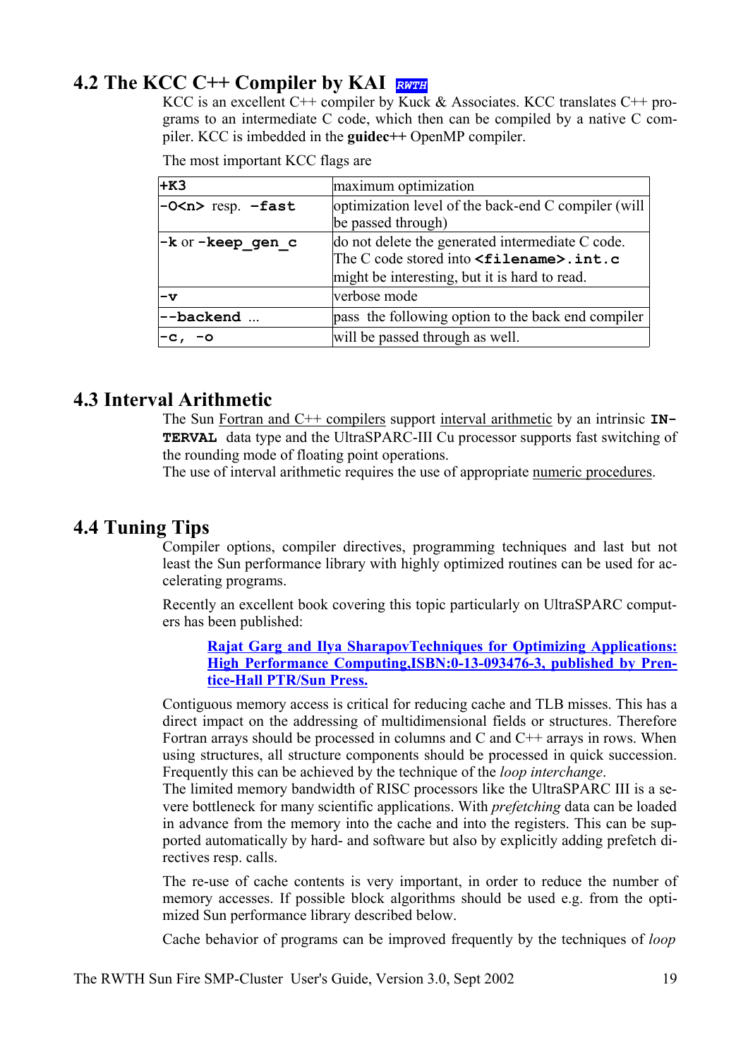## 4.2 The KCC C++ Compiler by KAI *RWTH*

KCC is an excellent C++ compiler by Kuck & Associates. KCC translates C++ programs to an intermediate C code, which then can be compiled by a native C compiler. KCC is imbedded in the **guidec++** OpenMP compiler.

The most important KCC flags are

| | |
|---|---|
| **+K3** | maximum optimization |
| **-O<n>** resp. **-fast** | optimization level of the back-end C compiler (will be passed through) |
| **-k** or **-keep_gen_c** | do not delete the generated intermediate C code. The C code stored into **<filename>.int.c** might be interesting, but it is hard to read. |
| **-v** | verbose mode |
| **--backend** ... | pass the following option to the back end compiler |
| **-c, -o** | will be passed through as well. |

## 4.3 Interval Arithmetic

The Sun Fortran and C++ compilers support interval arithmetic by an intrinsic **INTERVAL** data type and the UltraSPARC-III Cu processor supports fast switching of the rounding mode of floating point operations.
The use of interval arithmetic requires the use of appropriate numeric procedures.

## 4.4 Tuning Tips

Compiler options, compiler directives, programming techniques and last but not least the Sun performance library with highly optimized routines can be used for accelerating programs.

Recently an excellent book covering this topic particularly on UltraSPARC computers has been published:

> **Rajat Garg and Ilya SharapovTechniques for Optimizing Applications: High Performance Computing,ISBN:0-13-093476-3, published by Prentice-Hall PTR/Sun Press.**

Contiguous memory access is critical for reducing cache and TLB misses. This has a direct impact on the addressing of multidimensional fields or structures. Therefore Fortran arrays should be processed in columns and C and C++ arrays in rows. When using structures, all structure components should be processed in quick succession. Frequently this can be achieved by the technique of the *loop interchange*.
The limited memory bandwidth of RISC processors like the UltraSPARC III is a severe bottleneck for many scientific applications. With *prefetching* data can be loaded in advance from the memory into the cache and into the registers. This can be supported automatically by hard- and software but also by explicitly adding prefetch directives resp. calls.

The re-use of cache contents is very important, in order to reduce the number of memory accesses. If possible block algorithms should be used e.g. from the optimized Sun performance library described below.

Cache behavior of programs can be improved frequently by the techniques of *loop*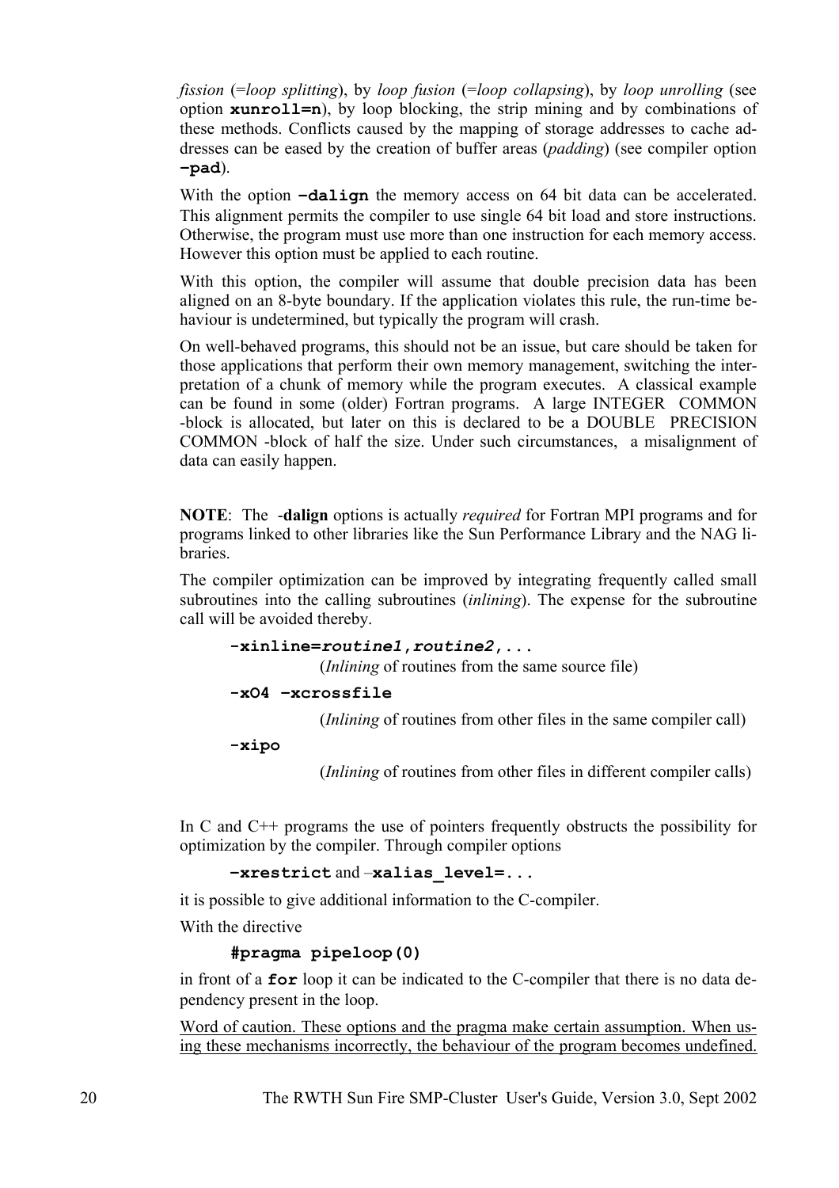*fission* (=*loop splitting*), by *loop fusion* (=*loop collapsing*), by *loop unrolling* (see option **`xunroll=n`**), by loop blocking, the strip mining and by combinations of these methods. Conflicts caused by the mapping of storage addresses to cache addresses can be eased by the creation of buffer areas (*padding*) (see compiler option **`–pad`**).

With the option **`–dalign`** the memory access on 64 bit data can be accelerated. This alignment permits the compiler to use single 64 bit load and store instructions. Otherwise, the program must use more than one instruction for each memory access. However this option must be applied to each routine.

With this option, the compiler will assume that double precision data has been aligned on an 8-byte boundary. If the application violates this rule, the run-time behaviour is undetermined, but typically the program will crash.

On well-behaved programs, this should not be an issue, but care should be taken for those applications that perform their own memory management, switching the interpretation of a chunk of memory while the program executes. A classical example can be found in some (older) Fortran programs. A large INTEGER COMMON -block is allocated, but later on this is declared to be a DOUBLE PRECISION COMMON -block of half the size. Under such circumstances, a misalignment of data can easily happen.

**NOTE**: The **-dalign** options is actually *required* for Fortran MPI programs and for programs linked to other libraries like the Sun Performance Library and the NAG libraries.

The compiler optimization can be improved by integrating frequently called small subroutines into the calling subroutines (*inlining*). The expense for the subroutine call will be avoided thereby.

**`-xinline=`*`routine1,routine2`*`,...`**
(*Inlining* of routines from the same source file)

**`-xO4 –xcrossfile`**
(*Inlining* of routines from other files in the same compiler call)

**`-xipo`**
(*Inlining* of routines from other files in different compiler calls)

In C and C++ programs the use of pointers frequently obstructs the possibility for optimization by the compiler. Through compiler options

**`–xrestrict`** and **`–xalias_level=...`**

it is possible to give additional information to the C-compiler.

With the directive

```
#pragma pipeloop(0)
```

in front of a **`for`** loop it can be indicated to the C-compiler that there is no data dependency present in the loop.

Word of caution. These options and the pragma make certain assumption. When using these mechanisms incorrectly, the behaviour of the program becomes undefined.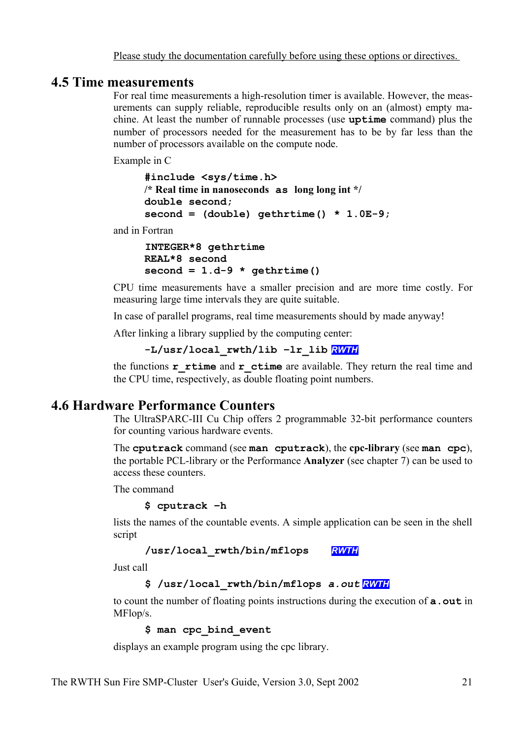Please study the documentation carefully before using these options or directives.

## 4.5 Time measurements

For real time measurements a high-resolution timer is available. However, the measurements can supply reliable, reproducible results only on an (almost) empty machine. At least the number of runnable processes (use **uptime** command) plus the number of processors needed for the measurement has to be by far less than the number of processors available on the compute node.

Example in C

```
#include <sys/time.h>
/* Real time in nanoseconds  as  long long int */
double second;
second = (double) gethrtime() * 1.0E-9;
```

and in Fortran

```
INTEGER*8 gethrtime
REAL*8 second
second = 1.d-9 * gethrtime()
```

CPU time measurements have a smaller precision and are more time costly. For measuring large time intervals they are quite suitable.

In case of parallel programs, real time measurements should by made anyway!

After linking a library supplied by the computing center:

```
-L/usr/local_rwth/lib -lr_lib
```

*RWTH*

the functions **r_rtime** and **r_ctime** are available. They return the real time and the CPU time, respectively, as double floating point numbers.

## 4.6 Hardware Performance Counters

The UltraSPARC-III Cu Chip offers 2 programmable 32-bit performance counters for counting various hardware events.

The **cputrack** command (see **man cputrack**), the **cpc-library** (see **man cpc**), the portable PCL-library or the Performance **Analyzer** (see chapter 7) can be used to access these counters.

The command

```
$ cputrack -h
```

lists the names of the countable events. A simple application can be seen in the shell script

```
/usr/local_rwth/bin/mflops
```

*RWTH*

Just call

```
$ /usr/local_rwth/bin/mflops a.out
```

*RWTH*

to count the number of floating points instructions during the execution of **a.out** in MFlop/s.

```
$ man cpc_bind_event
```

displays an example program using the cpc library.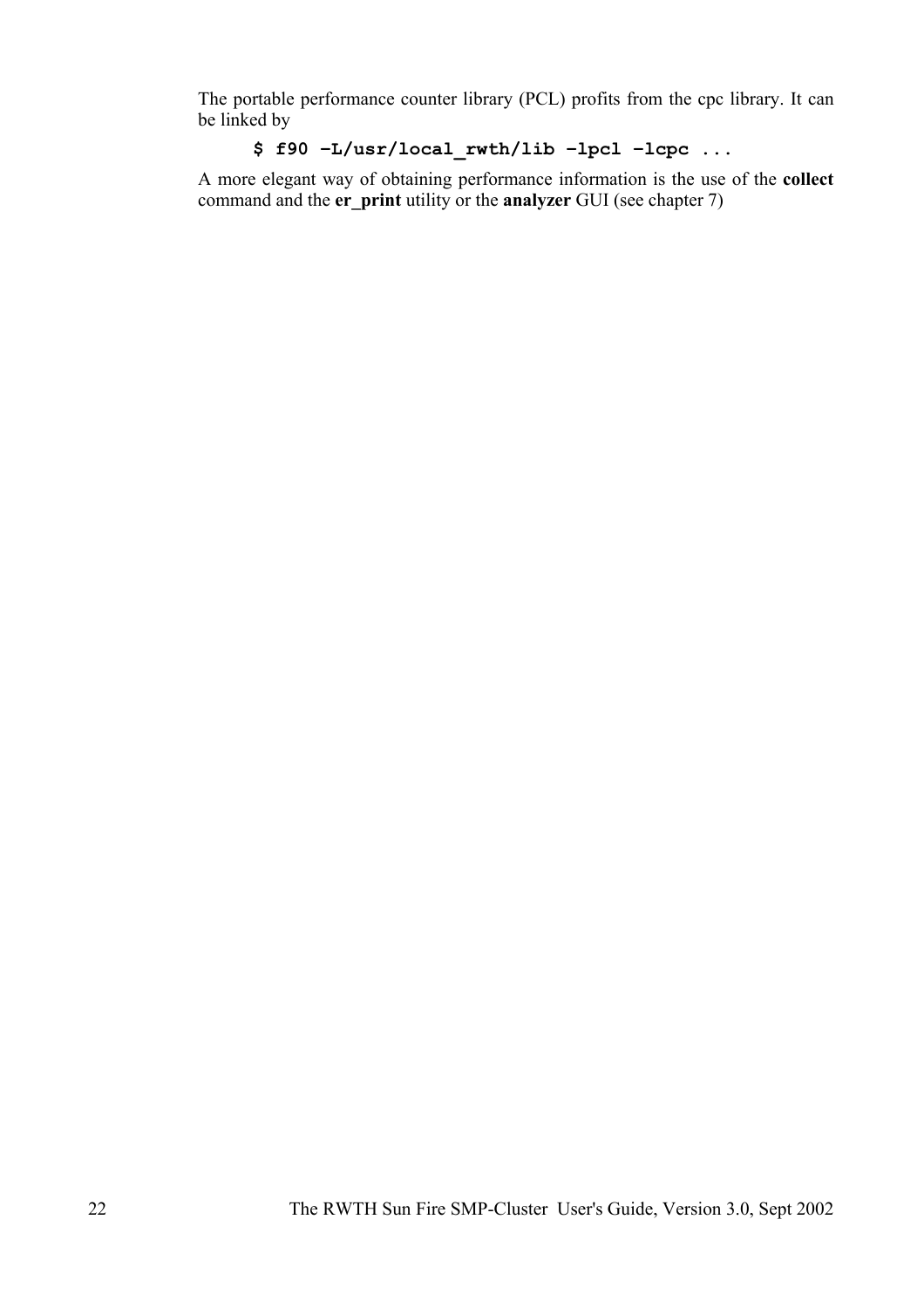The portable performance counter library (PCL) profits from the cpc library. It can be linked by

```
$ f90 –L/usr/local_rwth/lib –lpcl –lcpc ...
```

A more elegant way of obtaining performance information is the use of the **collect** command and the **er_print** utility or the **analyzer** GUI (see chapter 7)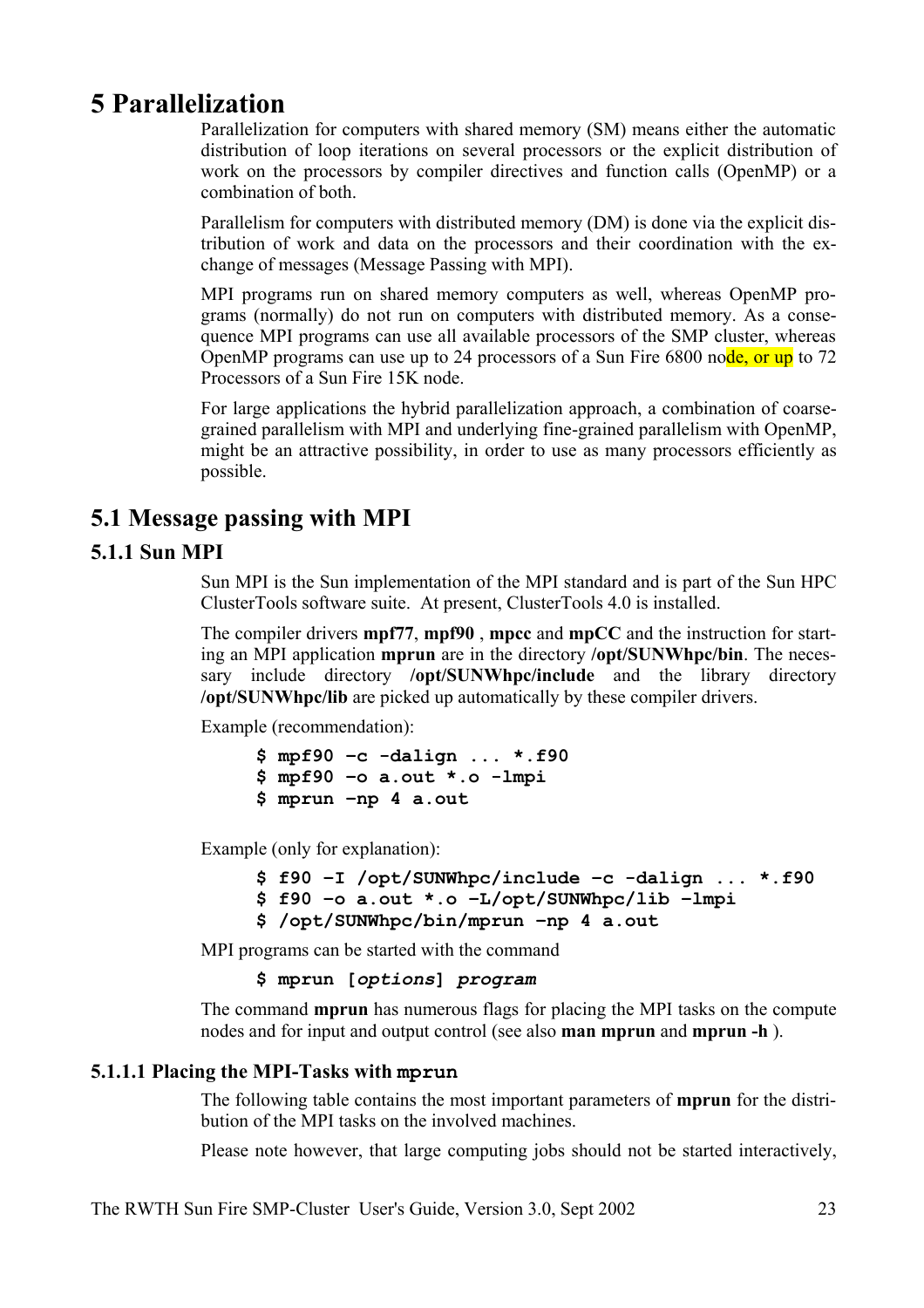# 5 Parallelization

Parallelization for computers with shared memory (SM) means either the automatic distribution of loop iterations on several processors or the explicit distribution of work on the processors by compiler directives and function calls (OpenMP) or a combination of both.

Parallelism for computers with distributed memory (DM) is done via the explicit distribution of work and data on the processors and their coordination with the exchange of messages (Message Passing with MPI).

MPI programs run on shared memory computers as well, whereas OpenMP programs (normally) do not run on computers with distributed memory. As a consequence MPI programs can use all available processors of the SMP cluster, whereas OpenMP programs can use up to 24 processors of a Sun Fire 6800 node, or up to 72 Processors of a Sun Fire 15K node.

For large applications the hybrid parallelization approach, a combination of coarse-grained parallelism with MPI and underlying fine-grained parallelism with OpenMP, might be an attractive possibility, in order to use as many processors efficiently as possible.

## 5.1 Message passing with MPI

### 5.1.1 Sun MPI

Sun MPI is the Sun implementation of the MPI standard and is part of the Sun HPC ClusterTools software suite. At present, ClusterTools 4.0 is installed.

The compiler drivers **mpf77**, **mpf90** , **mpcc** and **mpCC** and the instruction for starting an MPI application **mprun** are in the directory **/opt/SUNWhpc/bin**. The necessary include directory **/opt/SUNWhpc/include** and the library directory **/opt/SUNWhpc/lib** are picked up automatically by these compiler drivers.

Example (recommendation):

```
$ mpf90 –c -dalign ... *.f90
$ mpf90 –o a.out *.o -lmpi
$ mprun –np 4 a.out
```

Example (only for explanation):

```
$ f90 –I /opt/SUNWhpc/include –c -dalign ... *.f90
$ f90 –o a.out *.o –L/opt/SUNWhpc/lib –lmpi
$ /opt/SUNWhpc/bin/mprun –np 4 a.out
```

MPI programs can be started with the command

```
$ mprun [options] program
```

The command **mprun** has numerous flags for placing the MPI tasks on the compute nodes and for input and output control (see also **man mprun** and **mprun -h** ).

#### 5.1.1.1 Placing the MPI-Tasks with `mprun`

The following table contains the most important parameters of **mprun** for the distribution of the MPI tasks on the involved machines.

Please note however, that large computing jobs should not be started interactively,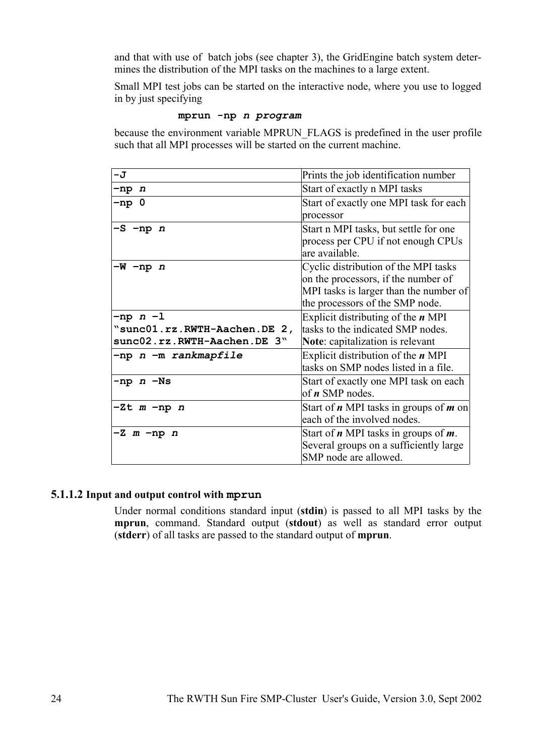and that with use of  batch jobs (see chapter 3), the GridEngine batch system determines the distribution of the MPI tasks on the machines to a large extent.

Small MPI test jobs can be started on the interactive node, where you use to logged in by just specifying

```
mprun -np n program
```

because the environment variable MPRUN_FLAGS is predefined in the user profile such that all MPI processes will be started on the current machine.

| | |
|---|---|
| **-J** | Prints the job identification number |
| **-np *n*** | Start of exactly n MPI tasks |
| **-np 0** | Start of exactly one MPI task for each processor |
| **-S –np *n*** | Start n MPI tasks, but settle for one process per CPU if not enough CPUs are available. |
| **-W –np *n*** | Cyclic distribution of the MPI tasks on the processors, if the number of MPI tasks is larger than the number of the processors of the SMP node. |
| **-np *n* –l "sunc01.rz.RWTH-Aachen.DE 2, sunc02.rz.RWTH-Aachen.DE 3"** | Explicit distributing of the ***n*** MPI tasks to the indicated SMP nodes. **Note**: capitalization is relevant |
| **-np *n* –m *rankmapfile*** | Explicit distribution of the ***n*** MPI tasks on SMP nodes listed in a file. |
| **-np *n* –Ns** | Start of exactly one MPI task on each of ***n*** SMP nodes. |
| **-Zt *m* –np *n*** | Start of ***n*** MPI tasks in groups of ***m*** on each of the involved nodes. |
| **-Z *m* –np *n*** | Start of ***n*** MPI tasks in groups of ***m***. Several groups on a sufficiently large SMP node are allowed. |

#### 5.1.1.2 Input and output control with `mprun`

Under normal conditions standard input (**stdin**) is passed to all MPI tasks by the **mprun**, command. Standard output (**stdout**) as well as standard error output (**stderr**) of all tasks are passed to the standard output of **mprun**.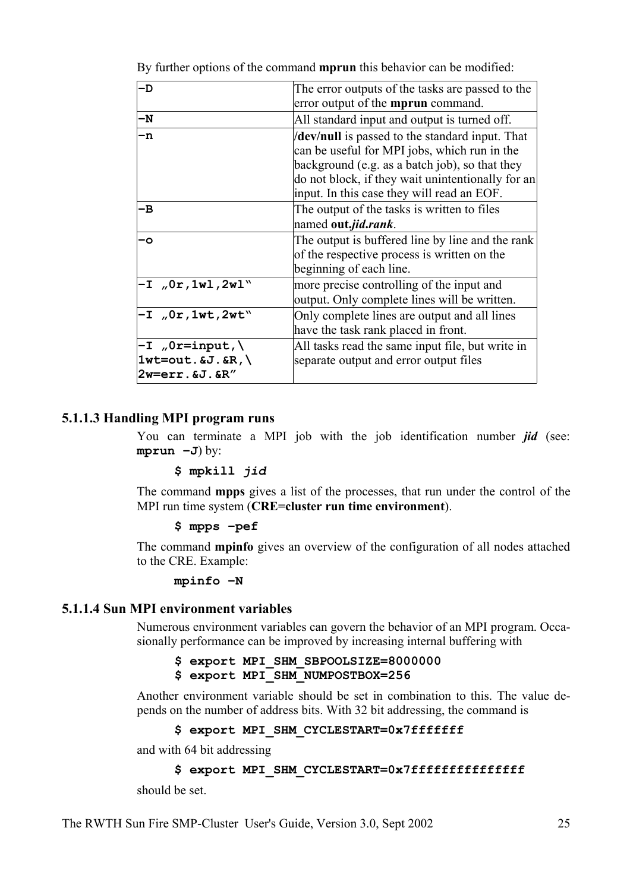By further options of the command **mprun** this behavior can be modified:

| | |
|---|---|
| `-D` | The error outputs of the tasks are passed to the error output of the **mprun** command. |
| `-N` | All standard input and output is turned off. |
| `-n` | **/dev/null** is passed to the standard input. That can be useful for MPI jobs, which run in the background (e.g. as a batch job), so that they do not block, if they wait unintentionally for an input. In this case they will read an EOF. |
| `-B` | The output of the tasks is written to files named **out.*jid.rank***. |
| `-o` | The output is buffered line by line and the rank of the respective process is written on the beginning of each line. |
| `-I „0r,1wl,2wl"` | more precise controlling of the input and output. Only complete lines will be written. |
| `-I „0r,1wt,2wt"` | Only complete lines are output and all lines have the task rank placed in front. |
| `-I „0r=input,\ 1wt=out.&J.&R,\ 2w=err.&J.&R"` | All tasks read the same input file, but write in separate output and error output files |

#### 5.1.1.3 Handling MPI program runs

You can terminate a MPI job with the job identification number ***jid*** (see: **`mprun -J`**) by:

```
$ mpkill jid
```

The command **mpps** gives a list of the processes, that run under the control of the MPI run time system (**CRE=cluster run time environment**).

```
$ mpps -pef
```

The command **mpinfo** gives an overview of the configuration of all nodes attached to the CRE. Example:

```
mpinfo -N
```

#### 5.1.1.4 Sun MPI environment variables

Numerous environment variables can govern the behavior of an MPI program. Occasionally performance can be improved by increasing internal buffering with

```
$ export MPI_SHM_SBPOOLSIZE=8000000
$ export MPI_SHM_NUMPOSTBOX=256
```

Another environment variable should be set in combination to this. The value depends on the number of address bits. With 32 bit addressing, the command is

```
$ export MPI_SHM_CYCLESTART=0x7fffffff
```

and with 64 bit addressing

```
$ export MPI_SHM_CYCLESTART=0x7fffffffffffffff
```

should be set.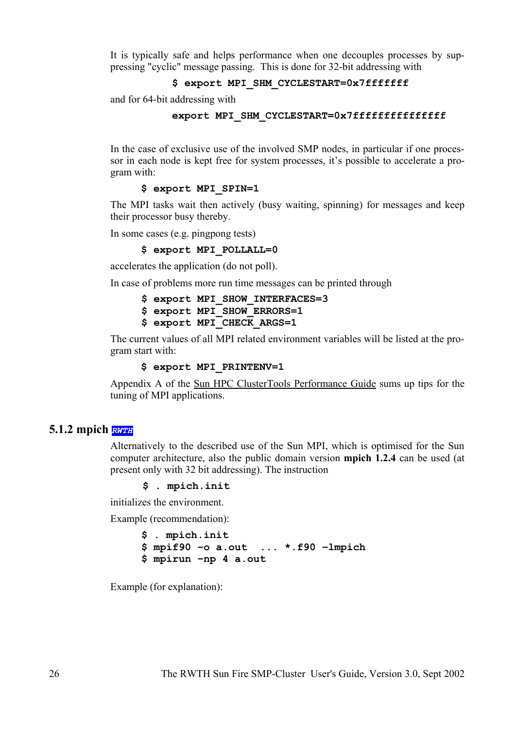It is typically safe and helps performance when one decouples processes by suppressing "cyclic" message passing. This is done for 32-bit addressing with

```
$ export MPI_SHM_CYCLESTART=0x7fffffff
```

and for 64-bit addressing with

```
export MPI_SHM_CYCLESTART=0x7fffffffffffffff
```

In the case of exclusive use of the involved SMP nodes, in particular if one processor in each node is kept free for system processes, it's possible to accelerate a program with:

```
$ export MPI_SPIN=1
```

The MPI tasks wait then actively (busy waiting, spinning) for messages and keep their processor busy thereby.

In some cases (e.g. pingpong tests)

```
$ export MPI_POLLALL=0
```

accelerates the application (do not poll).

In case of problems more run time messages can be printed through

```
$ export MPI_SHOW_INTERFACES=3
$ export MPI_SHOW_ERRORS=1
$ export MPI_CHECK_ARGS=1
```

The current values of all MPI related environment variables will be listed at the program start with:

```
$ export MPI_PRINTENV=1
```

Appendix A of the Sun HPC ClusterTools Performance Guide sums up tips for the tuning of MPI applications.

### 5.1.2 mpich *RWTH*

Alternatively to the described use of the Sun MPI, which is optimised for the Sun computer architecture, also the public domain version **mpich 1.2.4** can be used (at present only with 32 bit addressing). The instruction

```
$ . mpich.init
```

initializes the environment.

Example (recommendation):

```
$ . mpich.init
$ mpif90 -o a.out  ... *.f90 -lmpich
$ mpirun -np 4 a.out
```

Example (for explanation):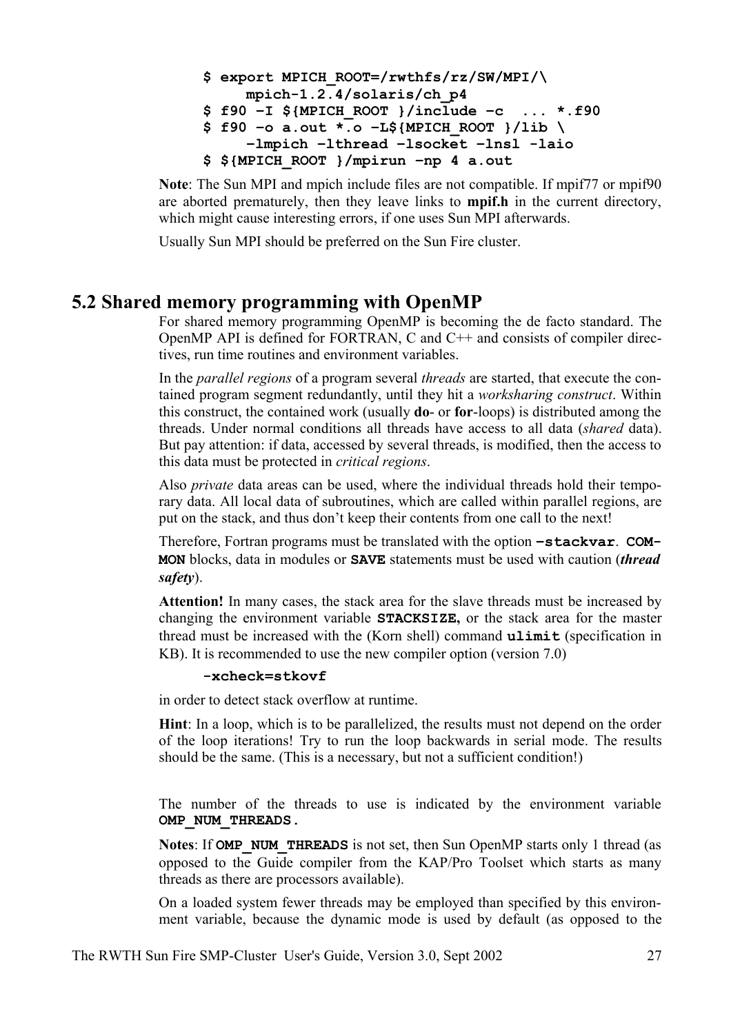```
$ export MPICH_ROOT=/rwthfs/rz/SW/MPI/\
     mpich-1.2.4/solaris/ch_p4
$ f90 –I ${MPICH_ROOT }/include –c  ... *.f90
$ f90 –o a.out *.o –L${MPICH_ROOT }/lib \
     –lmpich –lthread –lsocket –lnsl -laio
$ ${MPICH_ROOT }/mpirun –np 4 a.out
```

**Note**: The Sun MPI and mpich include files are not compatible. If mpif77 or mpif90 are aborted prematurely, then they leave links to **mpif.h** in the current directory, which might cause interesting errors, if one uses Sun MPI afterwards.

Usually Sun MPI should be preferred on the Sun Fire cluster.

## 5.2 Shared memory programming with OpenMP

For shared memory programming OpenMP is becoming the de facto standard. The OpenMP API is defined for FORTRAN, C and C++ and consists of compiler directives, run time routines and environment variables.

In the *parallel regions* of a program several *threads* are started, that execute the contained program segment redundantly, until they hit a *worksharing construct*. Within this construct, the contained work (usually **do**- or **for**-loops) is distributed among the threads. Under normal conditions all threads have access to all data (*shared* data). But pay attention: if data, accessed by several threads, is modified, then the access to this data must be protected in *critical regions*.

Also *private* data areas can be used, where the individual threads hold their temporary data. All local data of subroutines, which are called within parallel regions, are put on the stack, and thus don't keep their contents from one call to the next!

Therefore, Fortran programs must be translated with the option **–stackvar**. **COMMON** blocks, data in modules or **SAVE** statements must be used with caution (***thread safety***).

**Attention!** In many cases, the stack area for the slave threads must be increased by changing the environment variable **STACKSIZE,** or the stack area for the master thread must be increased with the (Korn shell) command **ulimit** (specification in KB). It is recommended to use the new compiler option (version 7.0)

```
-xcheck=stkovf
```

in order to detect stack overflow at runtime.

**Hint**: In a loop, which is to be parallelized, the results must not depend on the order of the loop iterations! Try to run the loop backwards in serial mode. The results should be the same. (This is a necessary, but not a sufficient condition!)

The number of the threads to use is indicated by the environment variable **OMP_NUM_THREADS.**

**Notes**: If **OMP_NUM_THREADS** is not set, then Sun OpenMP starts only 1 thread (as opposed to the Guide compiler from the KAP/Pro Toolset which starts as many threads as there are processors available).

On a loaded system fewer threads may be employed than specified by this environment variable, because the dynamic mode is used by default (as opposed to the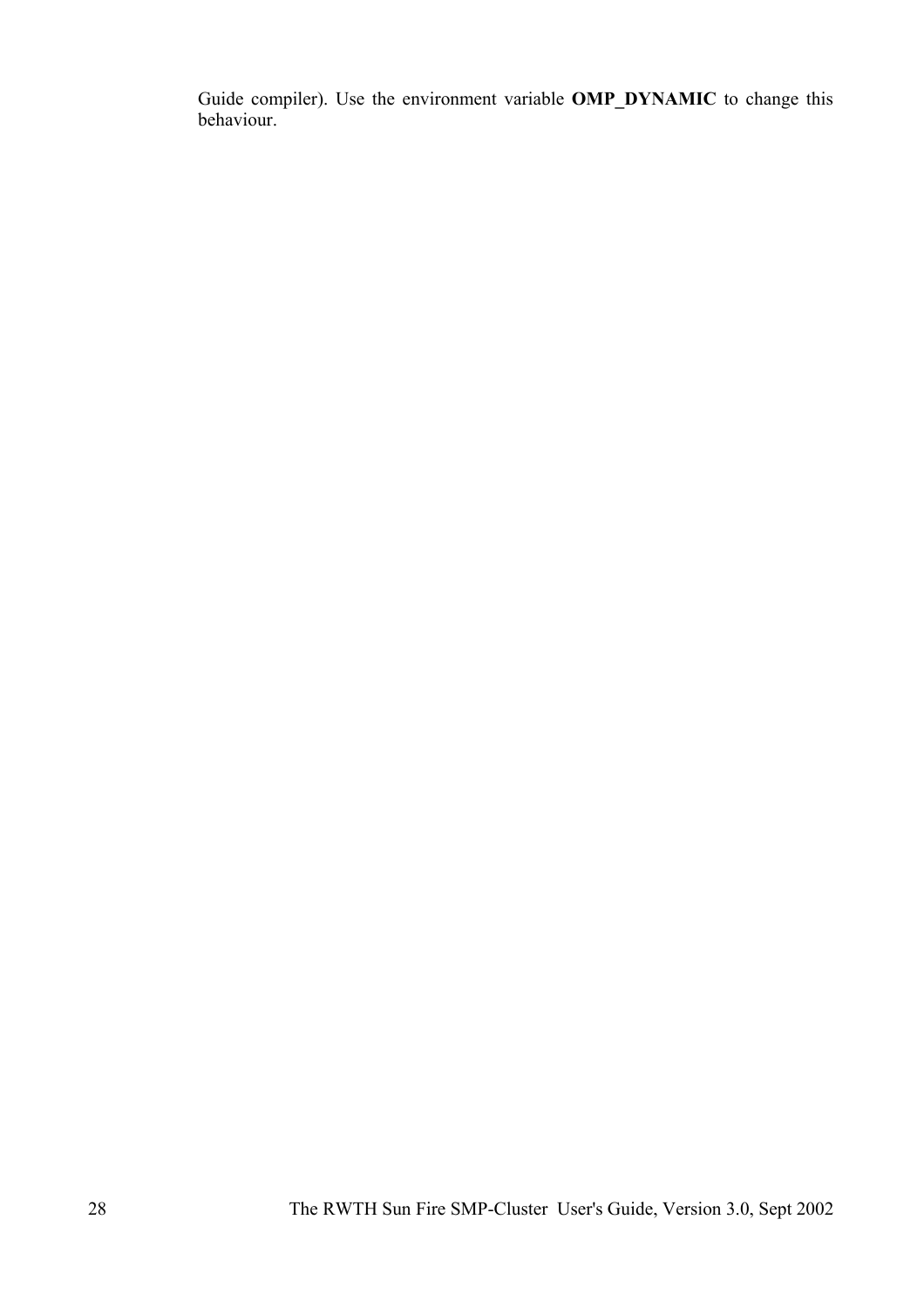Guide compiler). Use the environment variable **OMP_DYNAMIC** to change this behaviour.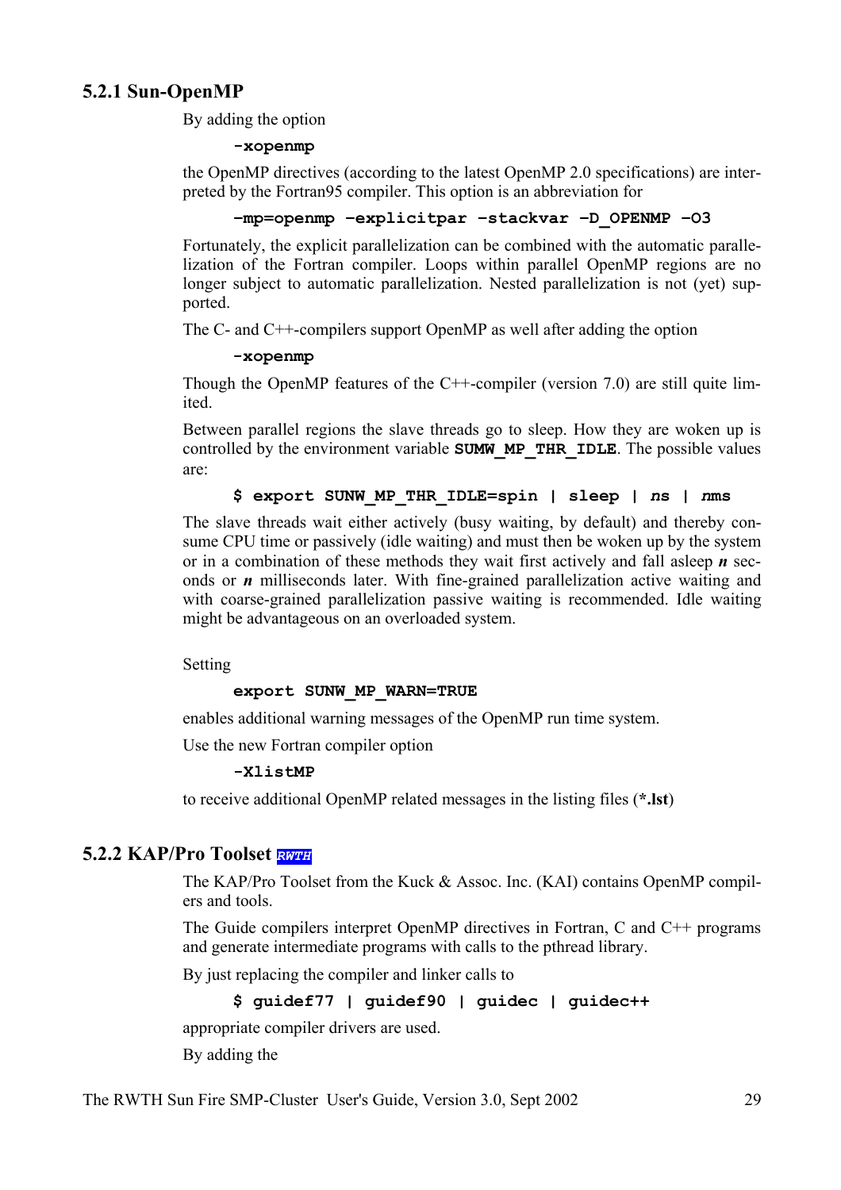### 5.2.1 Sun-OpenMP

By adding the option

```
-xopenmp
```

the OpenMP directives (according to the latest OpenMP 2.0 specifications) are interpreted by the Fortran95 compiler. This option is an abbreviation for

```
-mp=openmp -explicitpar -stackvar -D_OPENMP -O3
```

Fortunately, the explicit parallelization can be combined with the automatic parallelization of the Fortran compiler. Loops within parallel OpenMP regions are no longer subject to automatic parallelization. Nested parallelization is not (yet) supported.

The C- and C++-compilers support OpenMP as well after adding the option

```
-xopenmp
```

Though the OpenMP features of the C++-compiler (version 7.0) are still quite limited.

Between parallel regions the slave threads go to sleep. How they are woken up is controlled by the environment variable **SUMW_MP_THR_IDLE**. The possible values are:

```
$ export SUNW_MP_THR_IDLE=spin | sleep | ns | nms
```

The slave threads wait either actively (busy waiting, by default) and thereby consume CPU time or passively (idle waiting) and must then be woken up by the system or in a combination of these methods they wait first actively and fall asleep ***n*** seconds or ***n*** milliseconds later. With fine-grained parallelization active waiting and with coarse-grained parallelization passive waiting is recommended. Idle waiting might be advantageous on an overloaded system.

Setting

```
export SUNW_MP_WARN=TRUE
```

enables additional warning messages of the OpenMP run time system.

Use the new Fortran compiler option

```
-XlistMP
```

to receive additional OpenMP related messages in the listing files (***.lst**)

### 5.2.2 KAP/Pro Toolset *RWTH*

The KAP/Pro Toolset from the Kuck & Assoc. Inc. (KAI) contains OpenMP compilers and tools.

The Guide compilers interpret OpenMP directives in Fortran, C and C++ programs and generate intermediate programs with calls to the pthread library.

By just replacing the compiler and linker calls to

```
$ guidef77 | guidef90 | guidec | guidec++
```

appropriate compiler drivers are used.

By adding the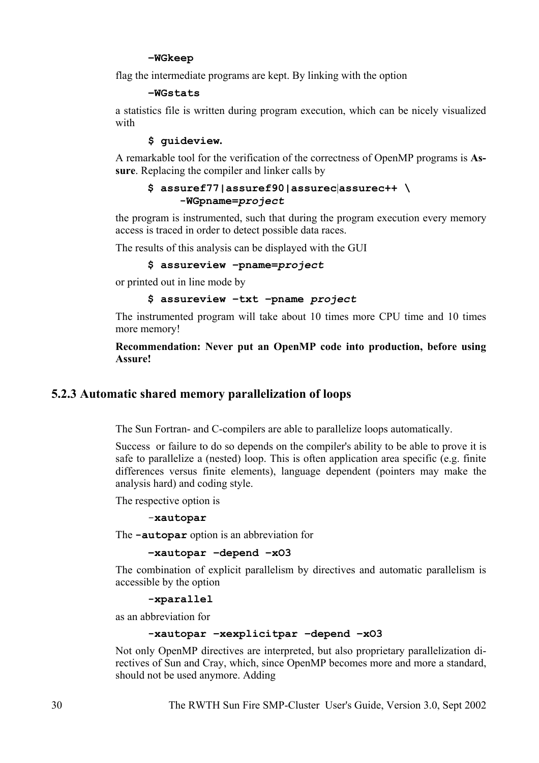```
–WGkeep
```

flag the intermediate programs are kept. By linking with the option

```
–WGstats
```

a statistics file is written during program execution, which can be nicely visualized with

```
$ guideview.
```

A remarkable tool for the verification of the correctness of OpenMP programs is **Assure**. Replacing the compiler and linker calls by

```
$ assuref77|assuref90|assurec|assurec++ \
     -WGpname=project
```

the program is instrumented, such that during the program execution every memory access is traced in order to detect possible data races.

The results of this analysis can be displayed with the GUI

```
$ assureview –pname=project
```

or printed out in line mode by

```
$ assureview –txt –pname project
```

The instrumented program will take about 10 times more CPU time and 10 times more memory!

**Recommendation: Never put an OpenMP code into production, before using Assure!**

### 5.2.3 Automatic shared memory parallelization of loops

The Sun Fortran- and C-compilers are able to parallelize loops automatically.

Success or failure to do so depends on the compiler's ability to be able to prove it is safe to parallelize a (nested) loop. This is often application area specific (e.g. finite differences versus finite elements), language dependent (pointers may make the analysis hard) and coding style.

The respective option is

```
-xautopar
```

The **-autopar** option is an abbreviation for

```
–xautopar –depend –xO3
```

The combination of explicit parallelism by directives and automatic parallelism is accessible by the option

```
-xparallel
```

as an abbreviation for

```
-xautopar –xexplicitpar –depend –xO3
```

Not only OpenMP directives are interpreted, but also proprietary parallelization directives of Sun and Cray, which, since OpenMP becomes more and more a standard, should not be used anymore. Adding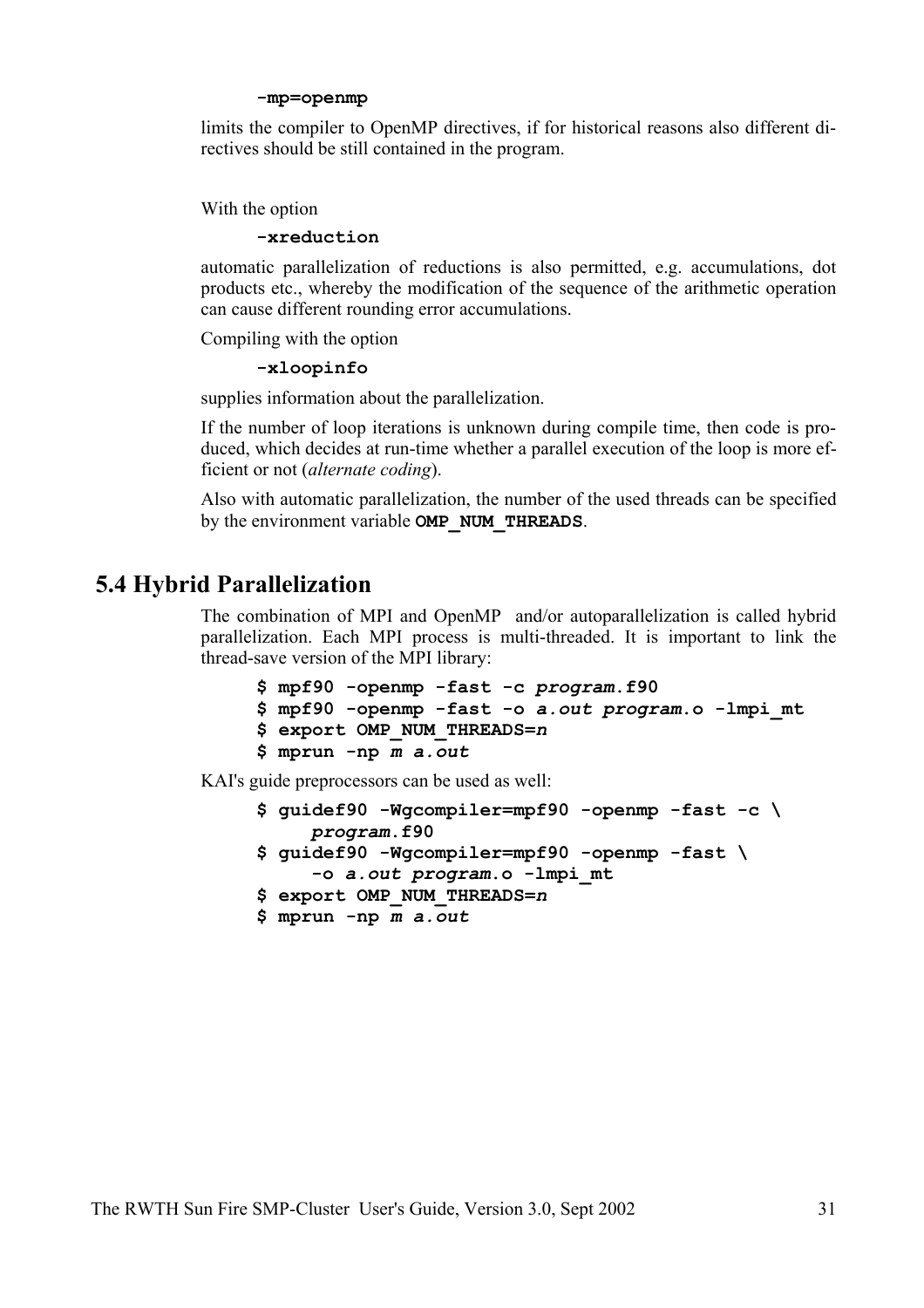```
-mp=openmp
```

limits the compiler to OpenMP directives, if for historical reasons also different directives should be still contained in the program.

With the option

```
-xreduction
```

automatic parallelization of reductions is also permitted, e.g. accumulations, dot products etc., whereby the modification of the sequence of the arithmetic operation can cause different rounding error accumulations.

Compiling with the option

```
-xloopinfo
```

supplies information about the parallelization.

If the number of loop iterations is unknown during compile time, then code is produced, which decides at run-time whether a parallel execution of the loop is more efficient or not (*alternate coding*).

Also with automatic parallelization, the number of the used threads can be specified by the environment variable **`OMP_NUM_THREADS`**.

## 5.4 Hybrid Parallelization

The combination of MPI and OpenMP and/or autoparallelization is called hybrid parallelization. Each MPI process is multi-threaded. It is important to link the thread-save version of the MPI library:

```
$ mpf90 -openmp -fast -c program.f90
$ mpf90 -openmp -fast -o a.out program.o -lmpi_mt
$ export OMP_NUM_THREADS=n
$ mprun -np m a.out
```

KAI's guide preprocessors can be used as well:

```
$ guidef90 -Wgcompiler=mpf90 -openmp -fast -c \
     program.f90
$ guidef90 -Wgcompiler=mpf90 -openmp -fast \
     -o a.out program.o -lmpi_mt
$ export OMP_NUM_THREADS=n
$ mprun -np m a.out
```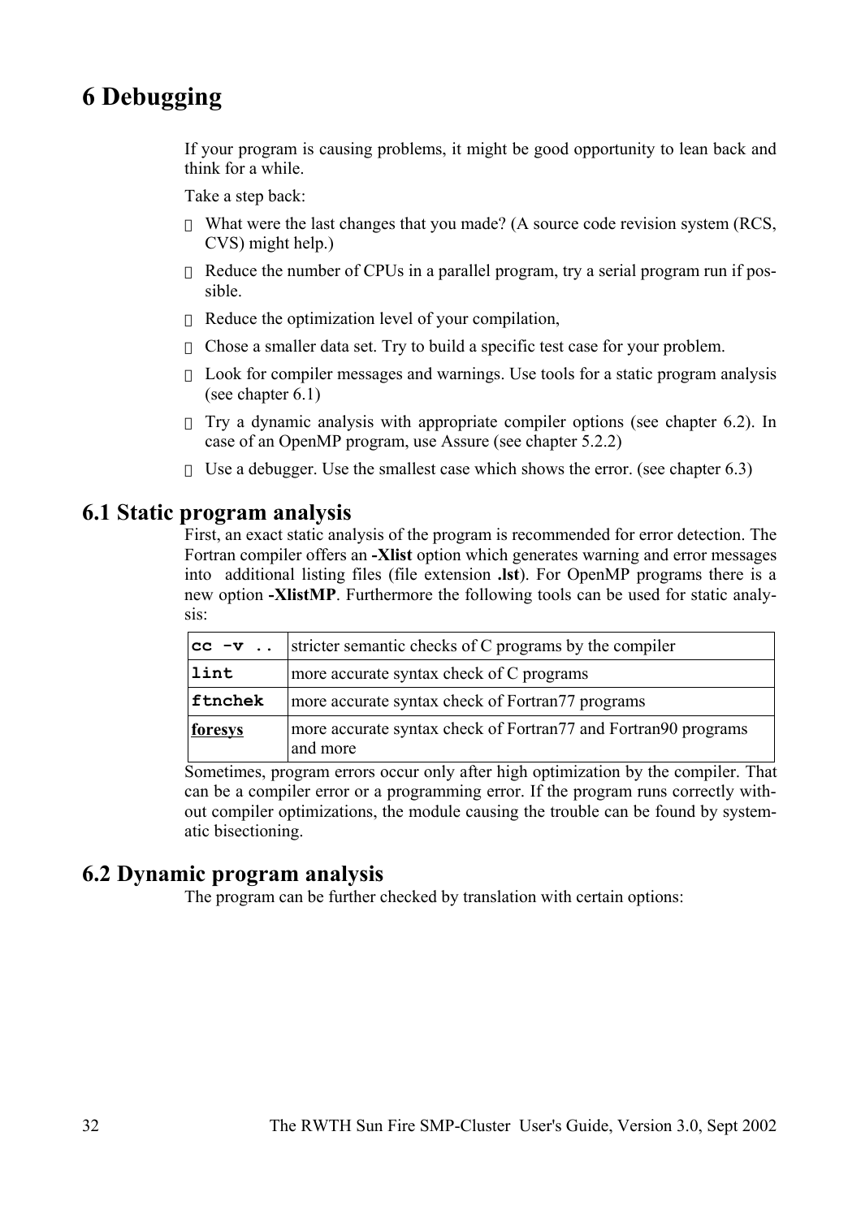# 6 Debugging

If your program is causing problems, it might be good opportunity to lean back and think for a while.

Take a step back:

- What were the last changes that you made? (A source code revision system (RCS, CVS) might help.)
- Reduce the number of CPUs in a parallel program, try a serial program run if possible.
- Reduce the optimization level of your compilation,
- Chose a smaller data set. Try to build a specific test case for your problem.
- Look for compiler messages and warnings. Use tools for a static program analysis (see chapter 6.1)
- Try a dynamic analysis with appropriate compiler options (see chapter 6.2). In case of an OpenMP program, use Assure (see chapter 5.2.2)
- Use a debugger. Use the smallest case which shows the error. (see chapter 6.3)

## 6.1 Static program analysis

First, an exact static analysis of the program is recommended for error detection. The Fortran compiler offers an **-Xlist** option which generates warning and error messages into additional listing files (file extension **.lst**). For OpenMP programs there is a new option **-XlistMP**. Furthermore the following tools can be used for static analysis:

| | |
|---|---|
| `cc -v ..` | stricter semantic checks of C programs by the compiler |
| **`lint`** | more accurate syntax check of C programs |
| **`ftnchek`** | more accurate syntax check of Fortran77 programs |
| **foresys** | more accurate syntax check of Fortran77 and Fortran90 programs and more |

Sometimes, program errors occur only after high optimization by the compiler. That can be a compiler error or a programming error. If the program runs correctly without compiler optimizations, the module causing the trouble can be found by systematic bisectioning.

## 6.2 Dynamic program analysis

The program can be further checked by translation with certain options: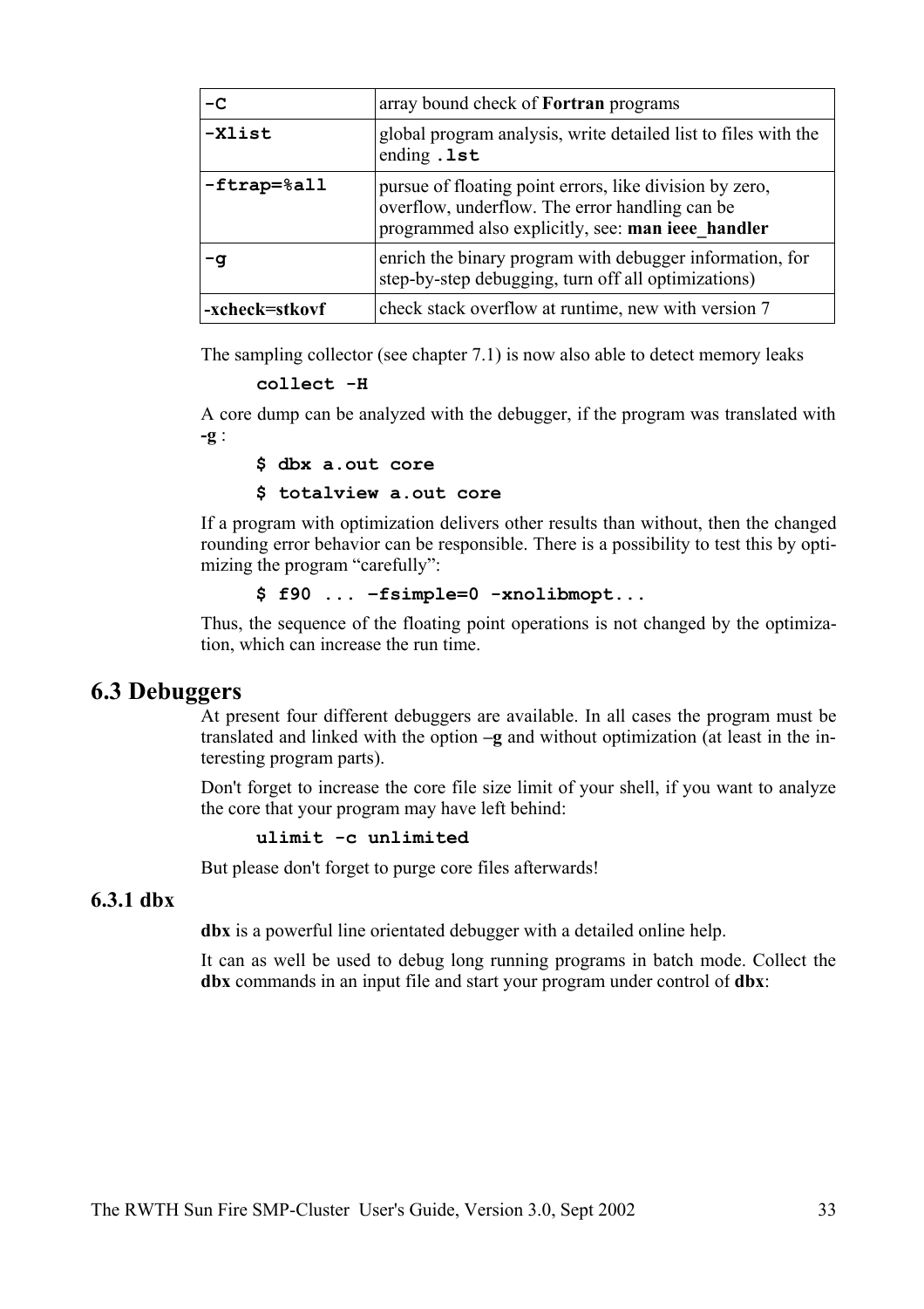| | |
|---|---|
| **-C** | array bound check of **Fortran** programs |
| **-Xlist** | global program analysis, write detailed list to files with the ending **.lst** |
| **-ftrap=%all** | pursue of floating point errors, like division by zero, overflow, underflow. The error handling can be programmed also explicitly, see: **man ieee_handler** |
| **-g** | enrich the binary program with debugger information, for step-by-step debugging, turn off all optimizations) |
| **-xcheck=stkovf** | check stack overflow at runtime, new with version 7 |

The sampling collector (see chapter 7.1) is now also able to detect memory leaks

```
collect -H
```

A core dump can be analyzed with the debugger, if the program was translated with **-g** :

```
$ dbx a.out core
$ totalview a.out core
```

If a program with optimization delivers other results than without, then the changed rounding error behavior can be responsible. There is a possibility to test this by optimizing the program "carefully":

```
$ f90 ... –fsimple=0 -xnolibmopt...
```

Thus, the sequence of the floating point operations is not changed by the optimization, which can increase the run time.

## 6.3 Debuggers

At present four different debuggers are available. In all cases the program must be translated and linked with the option **–g** and without optimization (at least in the interesting program parts).

Don't forget to increase the core file size limit of your shell, if you want to analyze the core that your program may have left behind:

```
ulimit -c unlimited
```

But please don't forget to purge core files afterwards!

### 6.3.1 dbx

**dbx** is a powerful line orientated debugger with a detailed online help.

It can as well be used to debug long running programs in batch mode. Collect the **dbx** commands in an input file and start your program under control of **dbx**: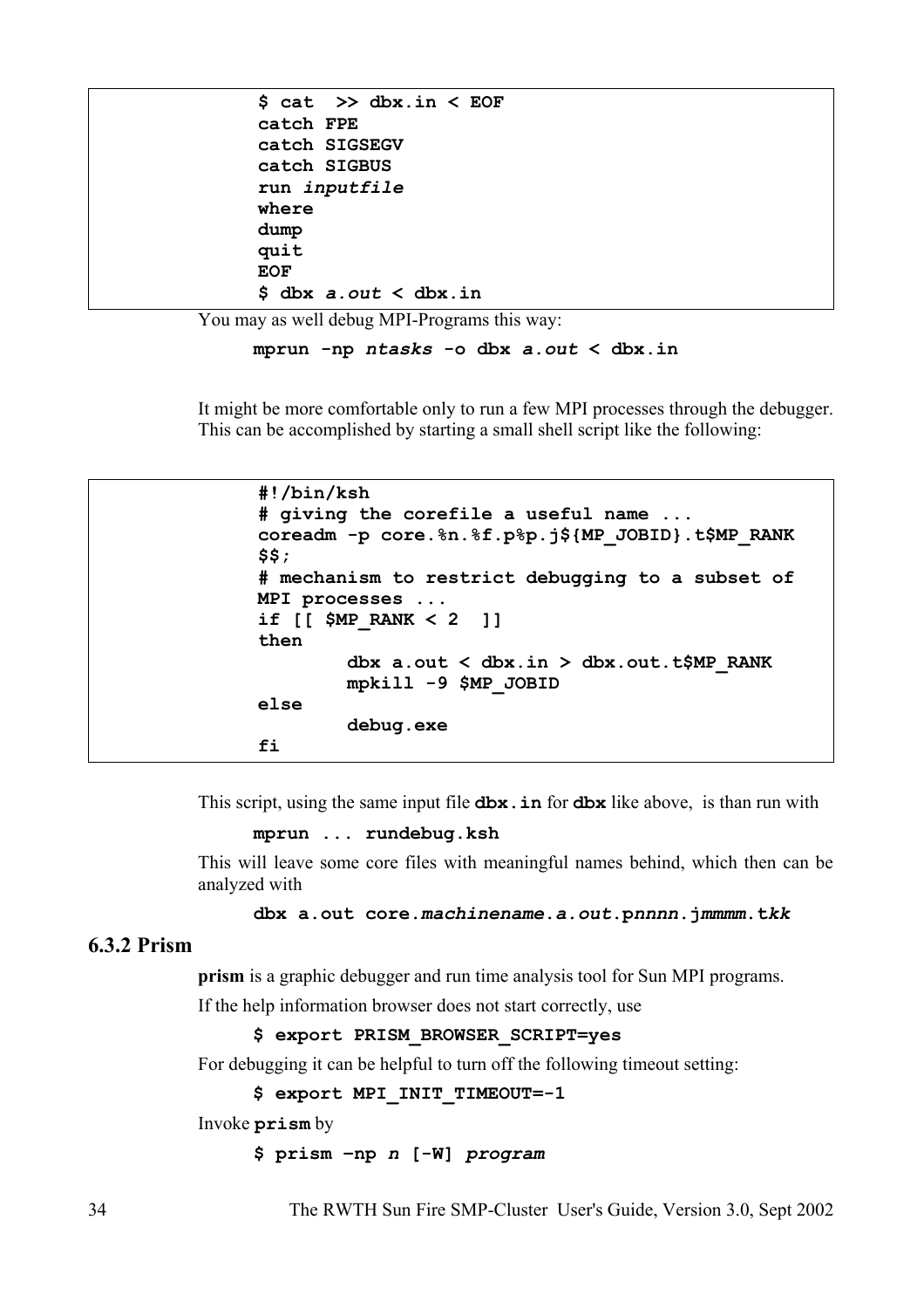```
$ cat  >> dbx.in < EOF
catch FPE
catch SIGSEGV
catch SIGBUS
run inputfile
where
dump
quit
EOF
$ dbx a.out < dbx.in
```

You may as well debug MPI-Programs this way:

```
mprun -np ntasks -o dbx a.out < dbx.in
```

It might be more comfortable only to run a few MPI processes through the debugger. This can be accomplished by starting a small shell script like the following:

```
#!/bin/ksh
# giving the corefile a useful name ...
coreadm -p core.%n.%f.p%p.j${MP_JOBID}.t$MP_RANK
$$;
# mechanism to restrict debugging to a subset of
MPI processes ...
if [[ $MP_RANK < 2  ]]
then
        dbx a.out < dbx.in > dbx.out.t$MP_RANK
        mpkill -9 $MP_JOBID
else
        debug.exe
fi
```

This script, using the same input file **dbx.in** for **dbx** like above, is than run with

```
mprun ... rundebug.ksh
```

This will leave some core files with meaningful names behind, which then can be analyzed with

```
dbx a.out core.machinename.a.out.pnnnn.jmmmm.tkk
```

### 6.3.2 Prism

**prism** is a graphic debugger and run time analysis tool for Sun MPI programs.

If the help information browser does not start correctly, use

```
$ export PRISM_BROWSER_SCRIPT=yes
```

For debugging it can be helpful to turn off the following timeout setting:

```
$ export MPI_INIT_TIMEOUT=-1
```

Invoke **prism** by

```
$ prism –np n [-W] program
```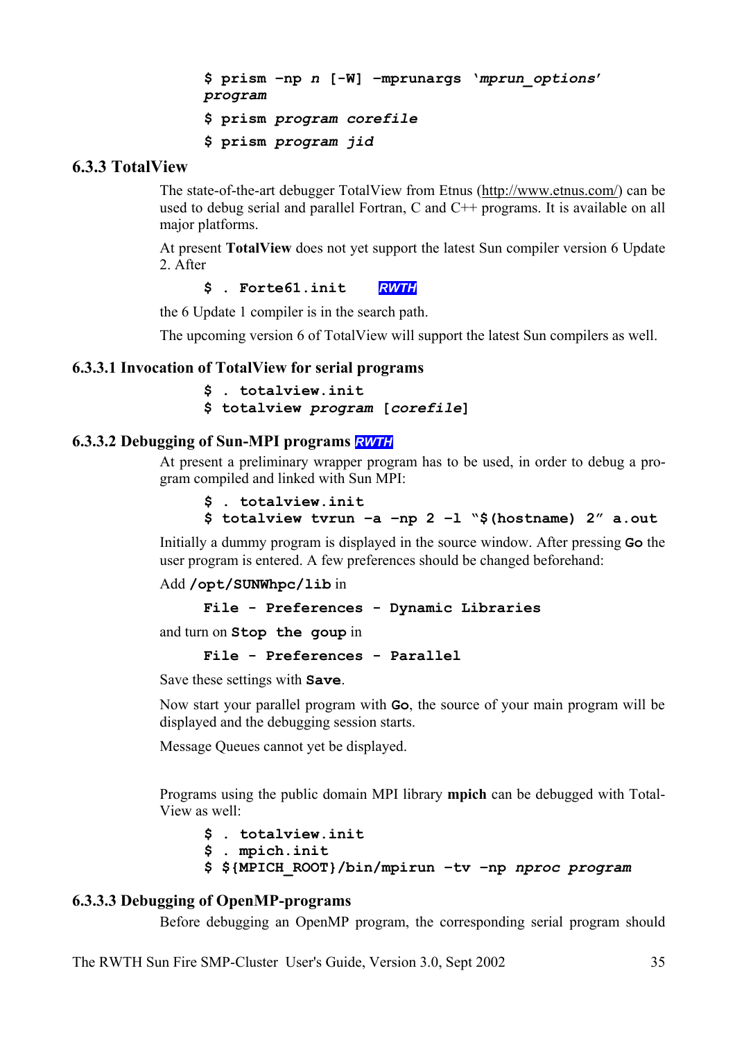```
$ prism -np n [-W] -mprunargs 'mprun_options' program
$ prism program corefile
$ prism program jid
```

### 6.3.3 TotalView

The state-of-the-art debugger TotalView from Etnus (http://www.etnus.com/) can be used to debug serial and parallel Fortran, C and C++ programs. It is available on all major platforms.

At present **TotalView** does not yet support the latest Sun compiler version 6 Update 2. After

```
$ . Forte61.init
```

*RWTH*

the 6 Update 1 compiler is in the search path.

The upcoming version 6 of TotalView will support the latest Sun compilers as well.

#### 6.3.3.1 Invocation of TotalView for serial programs

```
$ . totalview.init
$ totalview program [corefile]
```

#### 6.3.3.2 Debugging of Sun-MPI programs *RWTH*

At present a preliminary wrapper program has to be used, in order to debug a program compiled and linked with Sun MPI:

```
$ . totalview.init
$ totalview tvrun -a -np 2 -l "$(hostname) 2" a.out
```

Initially a dummy program is displayed in the source window. After pressing **Go** the user program is entered. A few preferences should be changed beforehand:

Add **/opt/SUNWhpc/lib** in

**File - Preferences - Dynamic Libraries**

and turn on **Stop the goup** in

**File - Preferences - Parallel**

Save these settings with **Save**.

Now start your parallel program with **Go**, the source of your main program will be displayed and the debugging session starts.

Message Queues cannot yet be displayed.

Programs using the public domain MPI library **mpich** can be debugged with TotalView as well:

```
$ . totalview.init
$ . mpich.init
$ ${MPICH_ROOT}/bin/mpirun -tv -np nproc program
```

#### 6.3.3.3 Debugging of OpenMP-programs

Before debugging an OpenMP program, the corresponding serial program should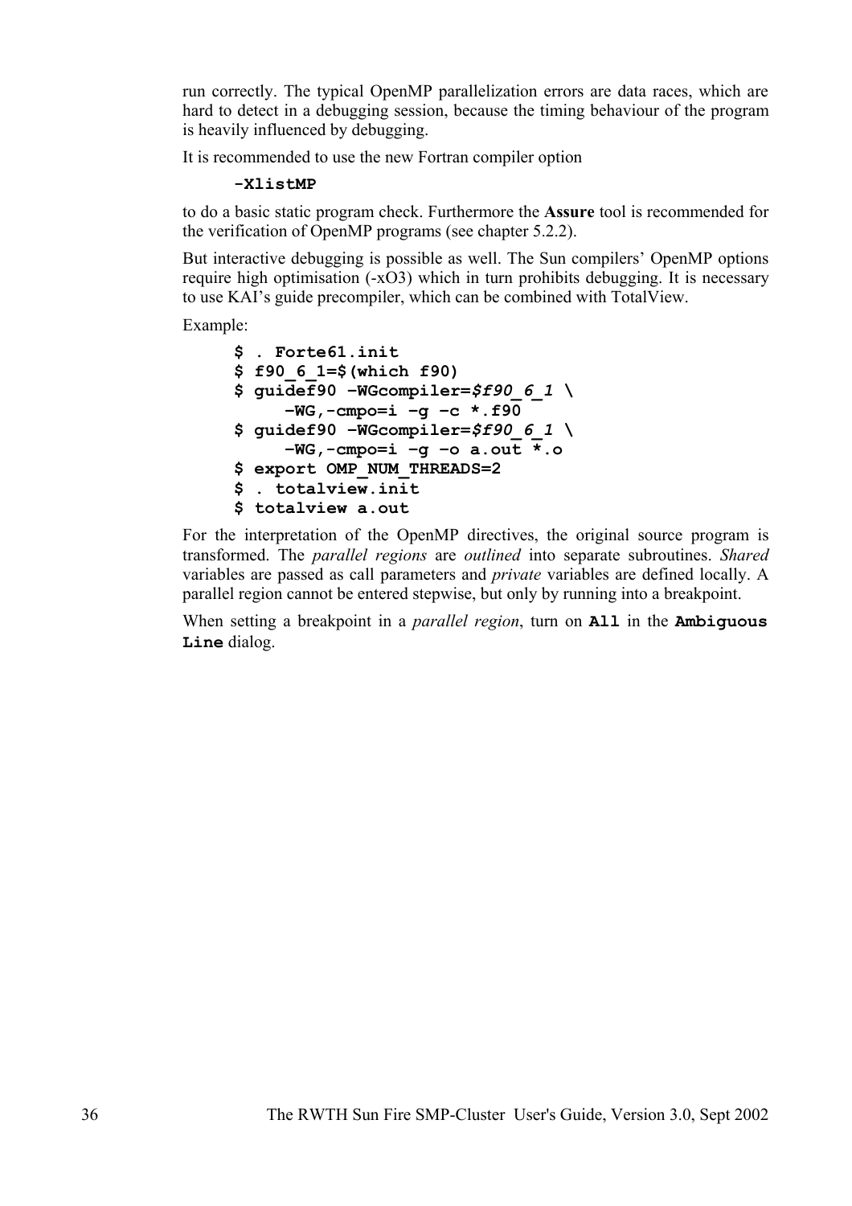run correctly. The typical OpenMP parallelization errors are data races, which are hard to detect in a debugging session, because the timing behaviour of the program is heavily influenced by debugging.

It is recommended to use the new Fortran compiler option

```
-XlistMP
```

to do a basic static program check. Furthermore the **Assure** tool is recommended for the verification of OpenMP programs (see chapter 5.2.2).

But interactive debugging is possible as well. The Sun compilers' OpenMP options require high optimisation (-xO3) which in turn prohibits debugging. It is necessary to use KAI's guide precompiler, which can be combined with TotalView.

Example:

```
$ . Forte61.init
$ f90_6_1=$(which f90)
$ guidef90 –WGcompiler=$f90_6_1 \
     -WG,-cmpo=i –g –c *.f90
$ guidef90 –WGcompiler=$f90_6_1 \
     -WG,-cmpo=i –g –o a.out *.o
$ export OMP_NUM_THREADS=2
$ . totalview.init
$ totalview a.out
```

For the interpretation of the OpenMP directives, the original source program is transformed. The *parallel regions* are *outlined* into separate subroutines. *Shared* variables are passed as call parameters and *private* variables are defined locally. A parallel region cannot be entered stepwise, but only by running into a breakpoint.

When setting a breakpoint in a *parallel region*, turn on **`All`** in the **`Ambiguous Line`** dialog.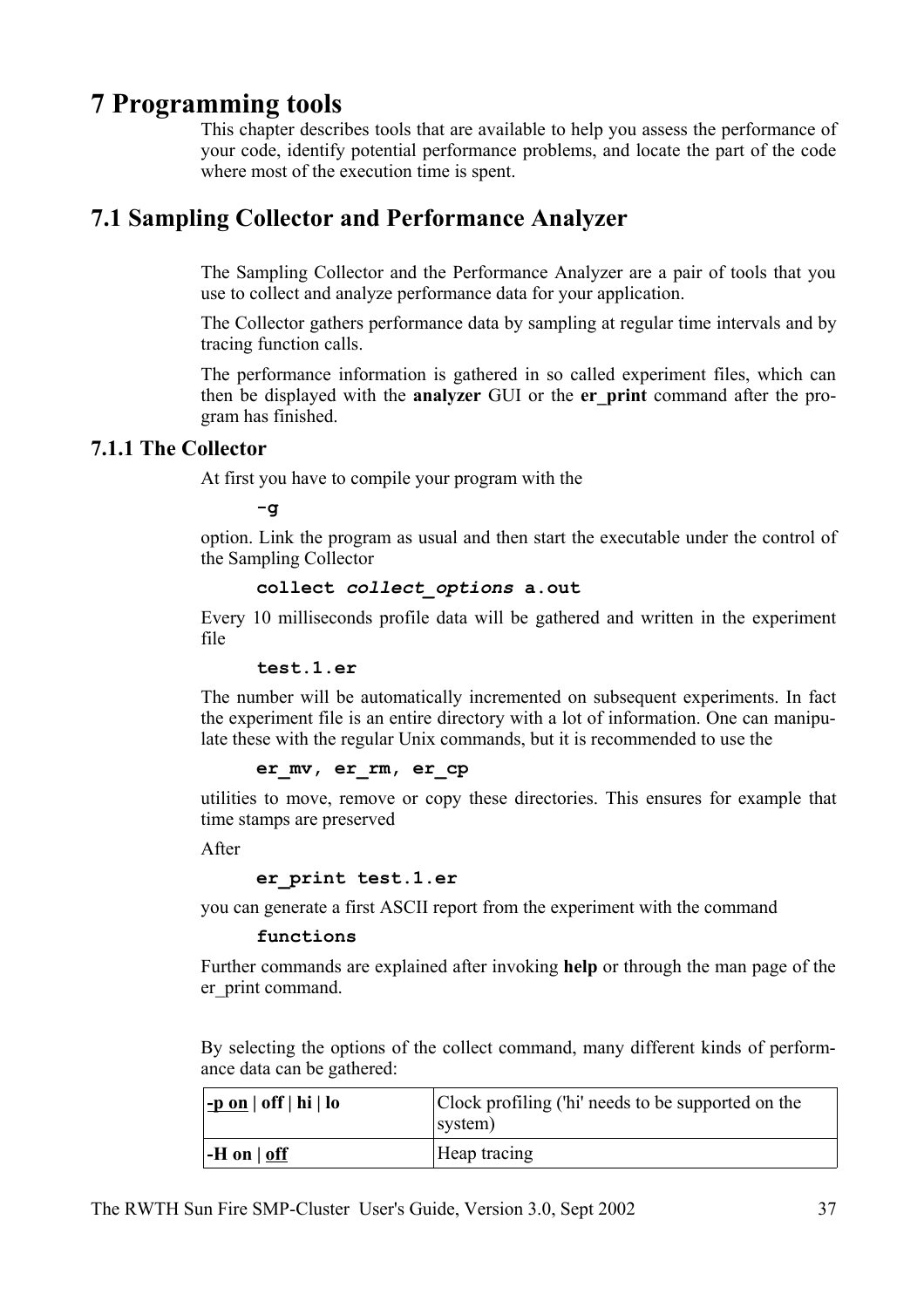# 7 Programming tools

This chapter describes tools that are available to help you assess the performance of your code, identify potential performance problems, and locate the part of the code where most of the execution time is spent.

## 7.1 Sampling Collector and Performance Analyzer

The Sampling Collector and the Performance Analyzer are a pair of tools that you use to collect and analyze performance data for your application.

The Collector gathers performance data by sampling at regular time intervals and by tracing function calls.

The performance information is gathered in so called experiment files, which can then be displayed with the **analyzer** GUI or the **er_print** command after the program has finished.

### 7.1.1 The Collector

At first you have to compile your program with the

```
-g
```

option. Link the program as usual and then start the executable under the control of the Sampling Collector

**`collect`** ***`collect_options`*** **`a.out`**

Every 10 milliseconds profile data will be gathered and written in the experiment file

```
test.1.er
```

The number will be automatically incremented on subsequent experiments. In fact the experiment file is an entire directory with a lot of information. One can manipulate these with the regular Unix commands, but it is recommended to use the

```
er_mv, er_rm, er_cp
```

utilities to move, remove or copy these directories. This ensures for example that time stamps are preserved

After

```
er_print test.1.er
```

you can generate a first ASCII report from the experiment with the command

```
functions
```

Further commands are explained after invoking **help** or through the man page of the er_print command.

By selecting the options of the collect command, many different kinds of performance data can be gathered:

| **-p <u>on</u> \| off \| hi \| lo** | Clock profiling ('hi' needs to be supported on the system) |
|---|---|
| **-H on \| <u>off</u>** | Heap tracing |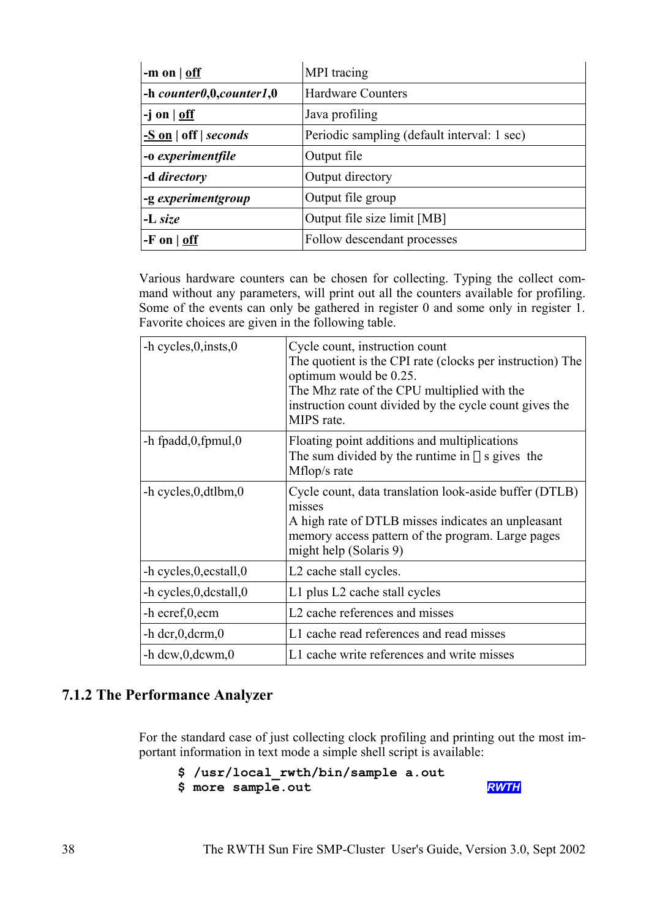| | |
|---|---|
| **-m on** \| **off** | MPI tracing |
| **-h** ***counter0*,0,*counter1*,0** | Hardware Counters |
| **-j on** \| **off** | Java profiling |
| **-S on** \| **off** \| ***seconds*** | Periodic sampling (default interval: 1 sec) |
| **-o** ***experimentfile*** | Output file |
| **-d** ***directory*** | Output directory |
| **-g** ***experimentgroup*** | Output file group |
| **-L** ***size*** | Output file size limit [MB] |
| **-F on** \| **off** | Follow descendant processes |

Various hardware counters can be chosen for collecting. Typing the collect command without any parameters, will print out all the counters available for profiling. Some of the events can only be gathered in register 0 and some only in register 1. Favorite choices are given in the following table.

| | |
|---|---|
| -h cycles,0,insts,0 | Cycle count, instruction count<br>The quotient is the CPI rate (clocks per instruction) The optimum would be 0.25.<br>The Mhz rate of the CPU multiplied with the instruction count divided by the cycle count gives the MIPS rate. |
| -h fpadd,0,fpmul,0 | Floating point additions and multiplications<br>The sum divided by the runtime in $\mu$s gives the Mflop/s rate |
| -h cycles,0,dtlbm,0 | Cycle count, data translation look-aside buffer (DTLB) misses<br>A high rate of DTLB misses indicates an unpleasant memory access pattern of the program. Large pages might help (Solaris 9) |
| -h cycles,0,ecstall,0 | L2 cache stall cycles. |
| -h cycles,0,dcstall,0 | L1 plus L2 cache stall cycles |
| -h ecref,0,ecm | L2 cache references and misses |
| -h dcr,0,dcrm,0 | L1 cache read references and read misses |
| -h dcw,0,dcwm,0 | L1 cache write references and write misses |

### 7.1.2 The Performance Analyzer

For the standard case of just collecting clock profiling and printing out the most important information in text mode a simple shell script is available:

```
$ /usr/local_rwth/bin/sample a.out
$ more sample.out
```

RWTH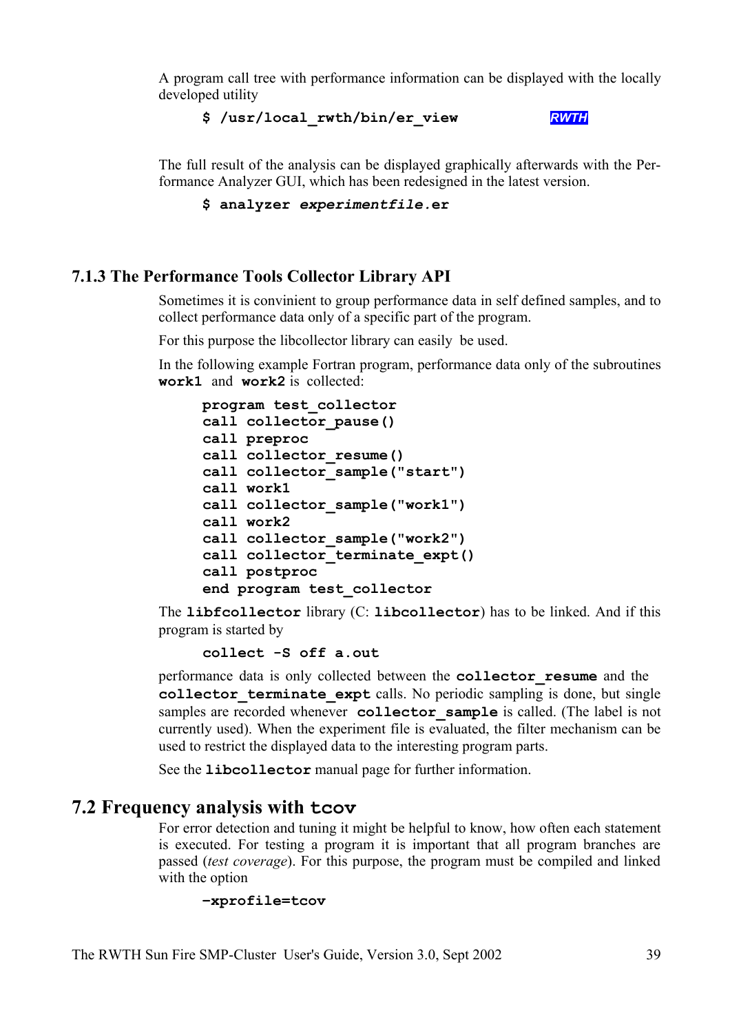A program call tree with performance information can be displayed with the locally developed utility

```
$ /usr/local_rwth/bin/er_view
```

RWTH

The full result of the analysis can be displayed graphically afterwards with the Performance Analyzer GUI, which has been redesigned in the latest version.

```
$ analyzer experimentfile.er
```

### 7.1.3 The Performance Tools Collector Library API

Sometimes it is convinient to group performance data in self defined samples, and to collect performance data only of a specific part of the program.

For this purpose the libcollector library can easily be used.

In the following example Fortran program, performance data only of the subroutines **work1** and **work2** is collected:

```
program test_collector
call collector_pause()
call preproc
call collector_resume()
call collector_sample("start")
call work1
call collector_sample("work1")
call work2
call collector_sample("work2")
call collector_terminate_expt()
call postproc
end program test_collector
```

The **libfcollector** library (C: **libcollector**) has to be linked. And if this program is started by

```
collect -S off a.out
```

performance data is only collected between the **collector_resume** and the **collector_terminate_expt** calls. No periodic sampling is done, but single samples are recorded whenever **collector_sample** is called. (The label is not currently used). When the experiment file is evaluated, the filter mechanism can be used to restrict the displayed data to the interesting program parts.

See the **libcollector** manual page for further information.

## 7.2 Frequency analysis with tcov

For error detection and tuning it might be helpful to know, how often each statement is executed. For testing a program it is important that all program branches are passed (*test coverage*). For this purpose, the program must be compiled and linked with the option

```
-xprofile=tcov
```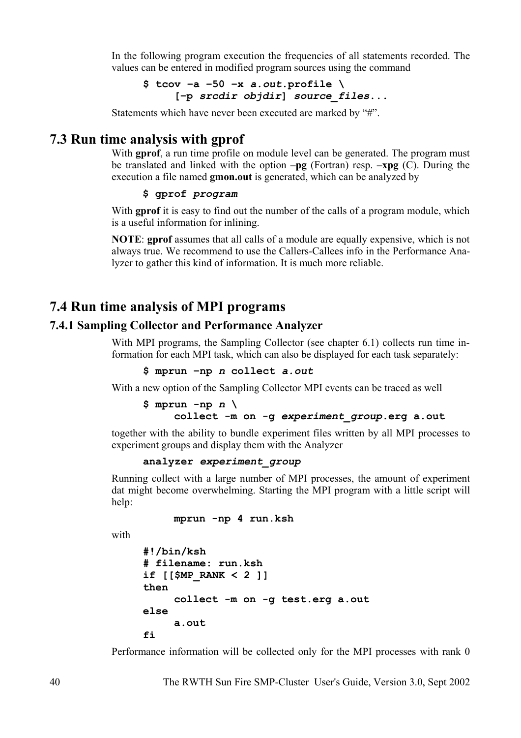In the following program execution the frequencies of all statements recorded. The values can be entered in modified program sources using the command

```
$ tcov –a –50 –x a.out.profile \
      [–p srcdir objdir] source_files...
```

Statements which have never been executed are marked by "#".

## 7.3 Run time analysis with gprof

With **gprof**, a run time profile on module level can be generated. The program must be translated and linked with the option **–pg** (Fortran) resp. **–xpg** (C). During the execution a file named **gmon.out** is generated, which can be analyzed by

```
$ gprof program
```

With **gprof** it is easy to find out the number of the calls of a program module, which is a useful information for inlining.

**NOTE**: **gprof** assumes that all calls of a module are equally expensive, which is not always true. We recommend to use the Callers-Callees info in the Performance Analyzer to gather this kind of information. It is much more reliable.

## 7.4 Run time analysis of MPI programs

### 7.4.1 Sampling Collector and Performance Analyzer

With MPI programs, the Sampling Collector (see chapter 6.1) collects run time information for each MPI task, which can also be displayed for each task separately:

```
$ mprun –np n collect a.out
```

With a new option of the Sampling Collector MPI events can be traced as well

```
$ mprun -np n \
      collect -m on -g experiment_group.erg a.out
```

together with the ability to bundle experiment files written by all MPI processes to experiment groups and display them with the Analyzer

```
analyzer experiment_group
```

Running collect with a large number of MPI processes, the amount of experiment dat might become overwhelming. Starting the MPI program with a little script will help:

```
      mprun -np 4 run.ksh
```

with

```
#!/bin/ksh
# filename: run.ksh
if [[$MP_RANK < 2 ]]
then
      collect -m on -g test.erg a.out
else
      a.out
fi
```

Performance information will be collected only for the MPI processes with rank 0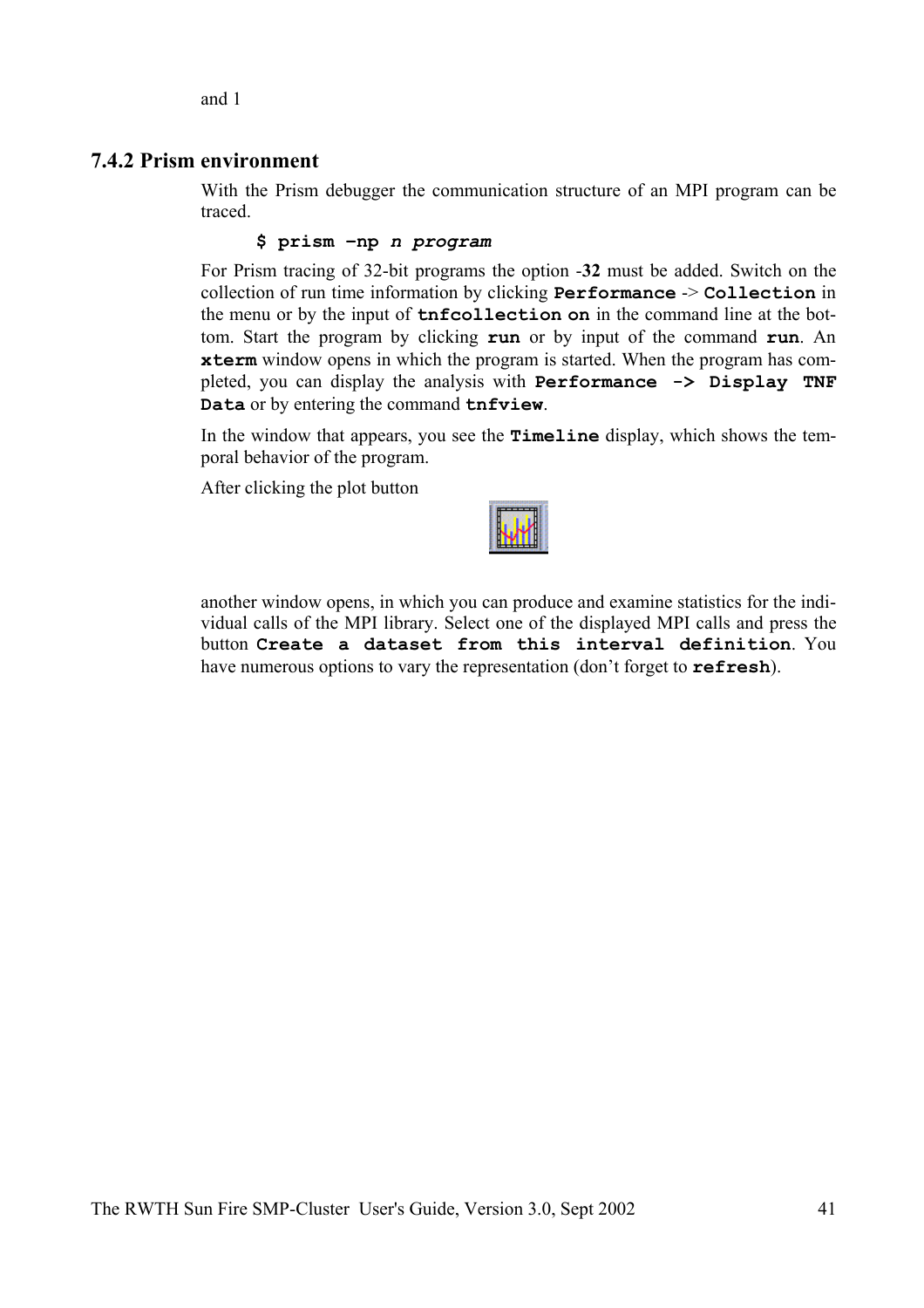and 1

### 7.4.2 Prism environment

With the Prism debugger the communication structure of an MPI program can be traced.

```
$ prism –np n program
```

For Prism tracing of 32-bit programs the option -**32** must be added. Switch on the collection of run time information by clicking **`Performance`** -> **`Collection`** in the menu or by the input of **`tnfcollection on`** in the command line at the bottom. Start the program by clicking **`run`** or by input of the command **`run`**. An **`xterm`** window opens in which the program is started. When the program has completed, you can display the analysis with **`Performance -> Display TNF Data`** or by entering the command **`tnfview`**.

In the window that appears, you see the **`Timeline`** display, which shows the temporal behavior of the program.

After clicking the plot button

another window opens, in which you can produce and examine statistics for the individual calls of the MPI library. Select one of the displayed MPI calls and press the button **`Create a dataset from this interval definition`**. You have numerous options to vary the representation (don't forget to **`refresh`**).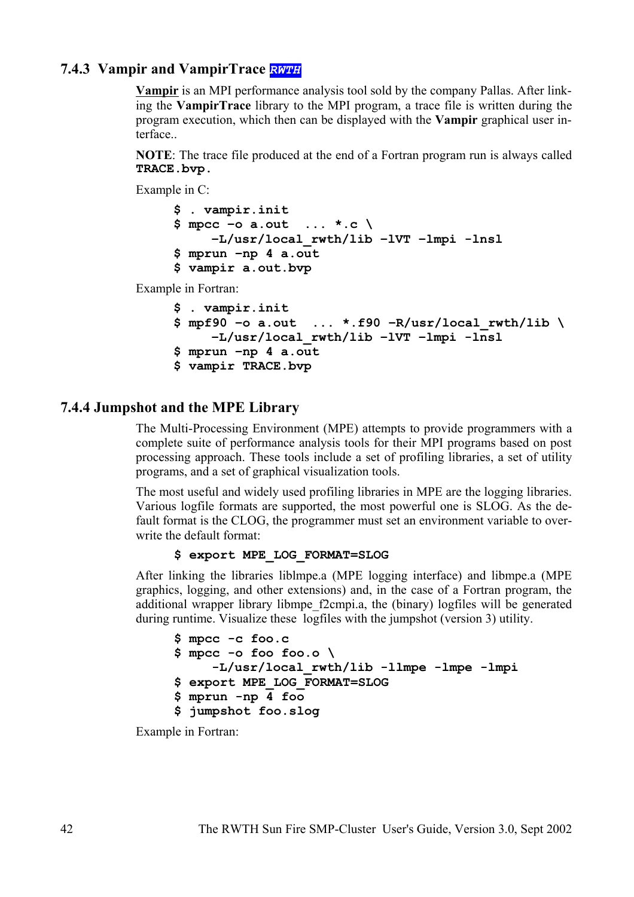### 7.4.3 Vampir and VampirTrace *RWTH*

**Vampir** is an MPI performance analysis tool sold by the company Pallas. After linking the **VampirTrace** library to the MPI program, a trace file is written during the program execution, which then can be displayed with the **Vampir** graphical user interface..

**NOTE**: The trace file produced at the end of a Fortran program run is always called **TRACE.bvp.**

Example in C:

```
$ . vampir.init
$ mpcc -o a.out  ... *.c \
     -L/usr/local_rwth/lib -lVT -lmpi -lnsl
$ mprun -np 4 a.out
$ vampir a.out.bvp
```

Example in Fortran:

```
$ . vampir.init
$ mpf90 -o a.out  ... *.f90 -R/usr/local_rwth/lib \
     -L/usr/local_rwth/lib -lVT -lmpi -lnsl
$ mprun -np 4 a.out
$ vampir TRACE.bvp
```

### 7.4.4 Jumpshot and the MPE Library

The Multi-Processing Environment (MPE) attempts to provide programmers with a complete suite of performance analysis tools for their MPI programs based on post processing approach. These tools include a set of profiling libraries, a set of utility programs, and a set of graphical visualization tools.

The most useful and widely used profiling libraries in MPE are the logging libraries. Various logfile formats are supported, the most powerful one is SLOG. As the default format is the CLOG, the programmer must set an environment variable to overwrite the default format:

```
$ export MPE_LOG_FORMAT=SLOG
```

After linking the libraries liblmpe.a (MPE logging interface) and libmpe.a (MPE graphics, logging, and other extensions) and, in the case of a Fortran program, the additional wrapper library libmpe_f2cmpi.a, the (binary) logfiles will be generated during runtime. Visualize these logfiles with the jumpshot (version 3) utility.

```
$ mpcc -c foo.c
$ mpcc -o foo foo.o \
     -L/usr/local_rwth/lib -llmpe -lmpe -lmpi
$ export MPE_LOG_FORMAT=SLOG
$ mprun -np 4 foo
$ jumpshot foo.slog
```

Example in Fortran: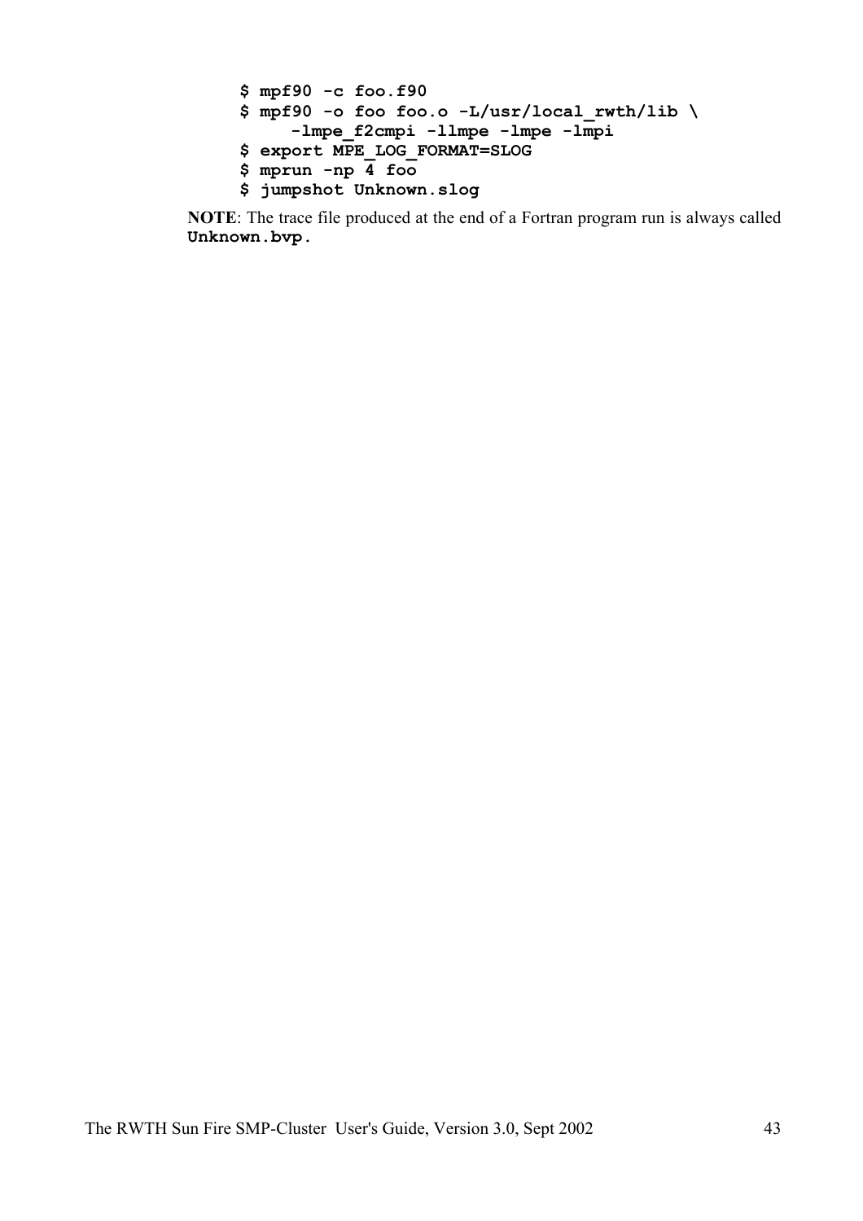```
$ mpf90 -c foo.f90
$ mpf90 -o foo foo.o -L/usr/local_rwth/lib \
    -lmpe_f2cmpi -llmpe -lmpe -lmpi
$ export MPE_LOG_FORMAT=SLOG
$ mprun -np 4 foo
$ jumpshot Unknown.slog
```

**NOTE**: The trace file produced at the end of a Fortran program run is always called **`Unknown.bvp.`**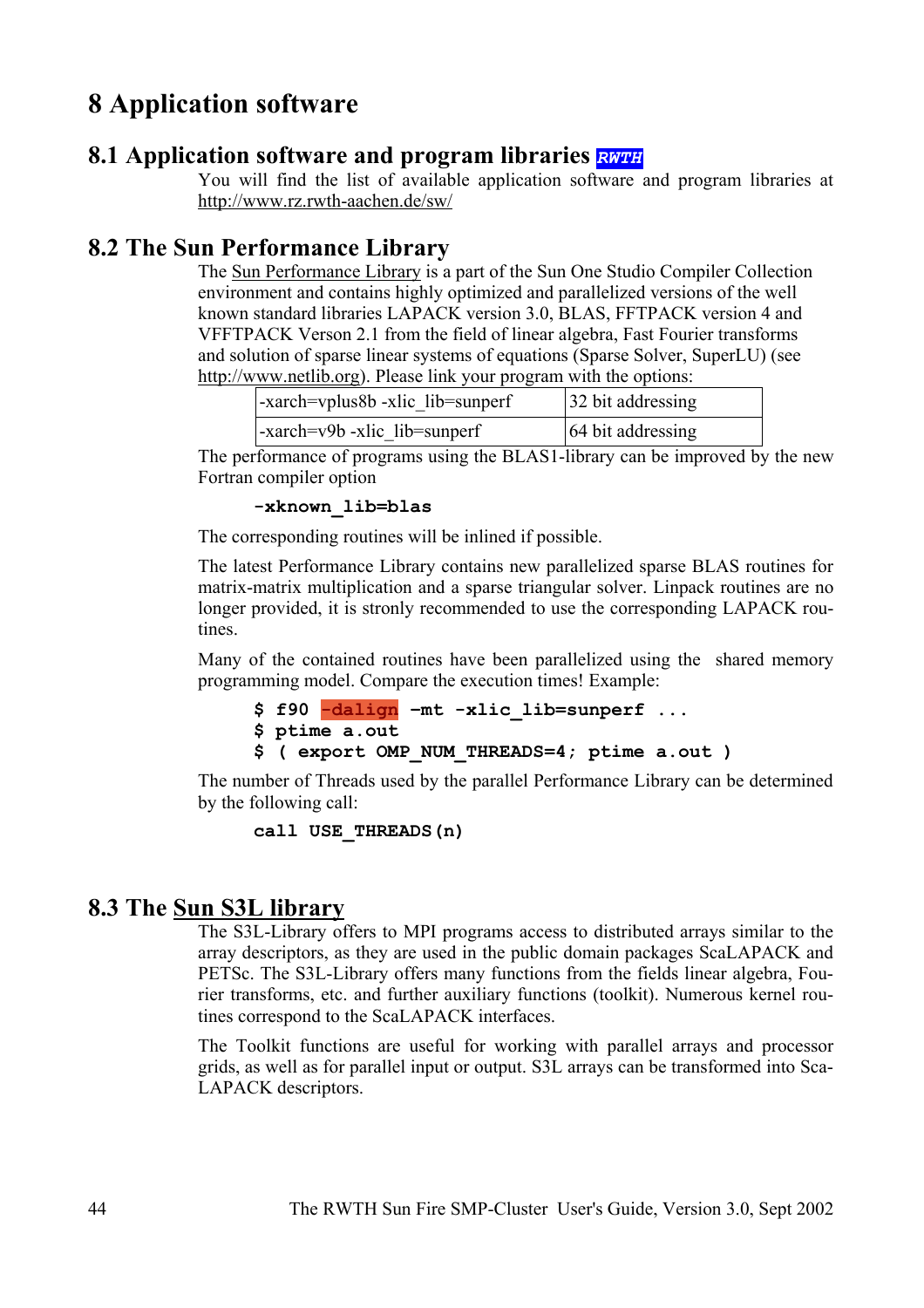# 8 Application software

## 8.1 Application software and program libraries *RWTH*

You will find the list of available application software and program libraries at http://www.rz.rwth-aachen.de/sw/

## 8.2 The Sun Performance Library

The Sun Performance Library is a part of the Sun One Studio Compiler Collection environment and contains highly optimized and parallelized versions of the well known standard libraries LAPACK version 3.0, BLAS, FFTPACK version 4 and VFFTPACK Verson 2.1 from the field of linear algebra, Fast Fourier transforms and solution of sparse linear systems of equations (Sparse Solver, SuperLU) (see http://www.netlib.org). Please link your program with the options:

| | |
|---|---|
| -xarch=vplus8b -xlic_lib=sunperf | 32 bit addressing |
| -xarch=v9b -xlic_lib=sunperf | 64 bit addressing |

The performance of programs using the BLAS1-library can be improved by the new Fortran compiler option

```
-xknown_lib=blas
```

The corresponding routines will be inlined if possible.

The latest Performance Library contains new parallelized sparse BLAS routines for matrix-matrix multiplication and a sparse triangular solver. Linpack routines are no longer provided, it is stronly recommended to use the corresponding LAPACK routines.

Many of the contained routines have been parallelized using the shared memory programming model. Compare the execution times! Example:

```
$ f90 -dalign -mt -xlic_lib=sunperf ...
$ ptime a.out
$ ( export OMP_NUM_THREADS=4; ptime a.out )
```

The number of Threads used by the parallel Performance Library can be determined by the following call:

```
call USE_THREADS(n)
```

## 8.3 The Sun S3L library

The S3L-Library offers to MPI programs access to distributed arrays similar to the array descriptors, as they are used in the public domain packages ScaLAPACK and PETSc. The S3L-Library offers many functions from the fields linear algebra, Fourier transforms, etc. and further auxiliary functions (toolkit). Numerous kernel routines correspond to the ScaLAPACK interfaces.

The Toolkit functions are useful for working with parallel arrays and processor grids, as well as for parallel input or output. S3L arrays can be transformed into ScaLAPACK descriptors.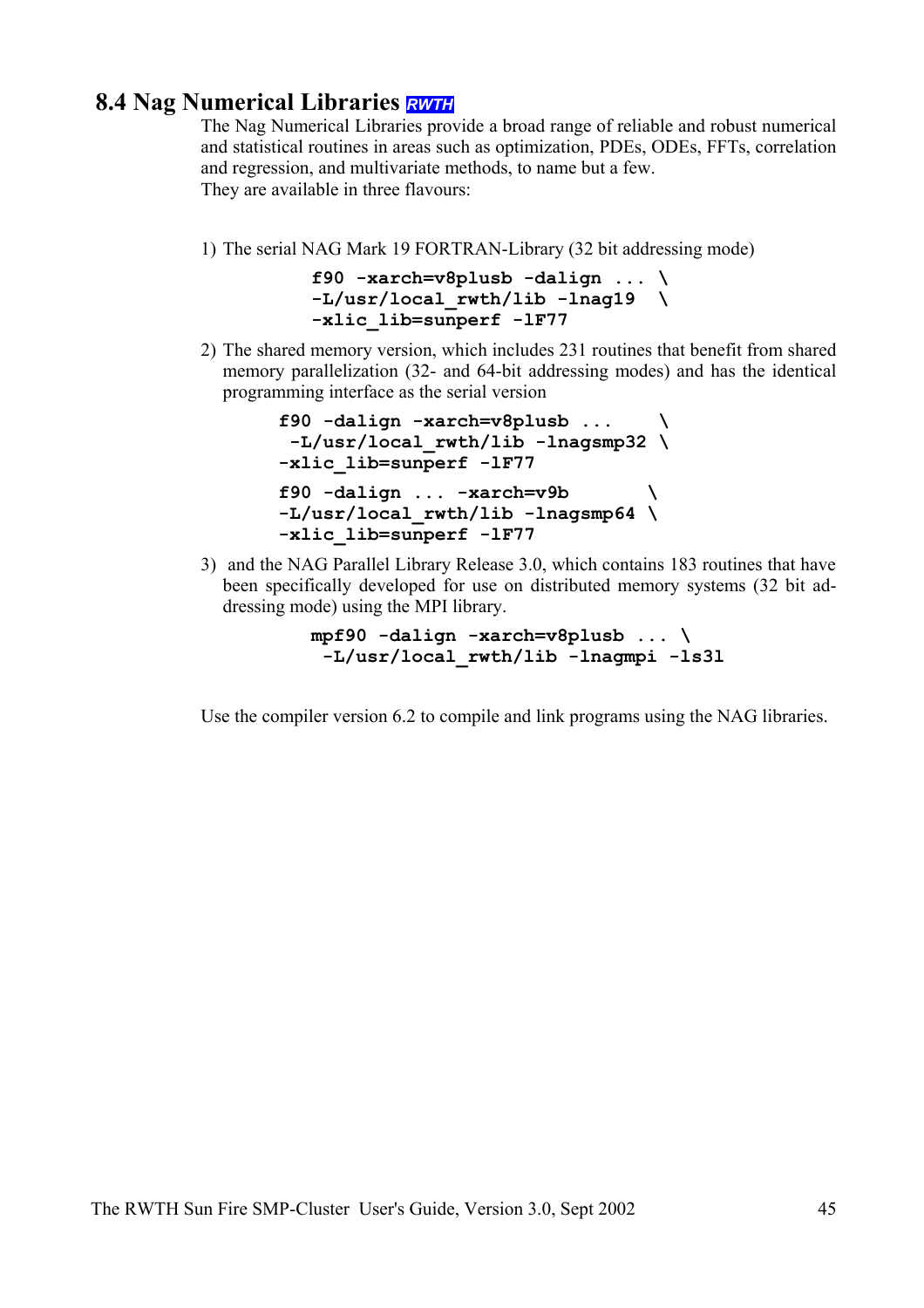## 8.4 Nag Numerical Libraries *RWTH*

The Nag Numerical Libraries provide a broad range of reliable and robust numerical and statistical routines in areas such as optimization, PDEs, ODEs, FFTs, correlation and regression, and multivariate methods, to name but a few.
They are available in three flavours:

1) The serial NAG Mark 19 FORTRAN-Library (32 bit addressing mode)

```
f90 -xarch=v8plusb -dalign ... \
-L/usr/local_rwth/lib -lnag19  \
-xlic_lib=sunperf -lF77
```

2) The shared memory version, which includes 231 routines that benefit from shared memory parallelization (32- and 64-bit addressing modes) and has the identical programming interface as the serial version

```
f90 -dalign -xarch=v8plusb ...    \
 -L/usr/local_rwth/lib -lnagsmp32 \
-xlic_lib=sunperf -lF77
```

```
f90 -dalign ... -xarch=v9b       \
-L/usr/local_rwth/lib -lnagsmp64 \
-xlic_lib=sunperf -lF77
```

3) and the NAG Parallel Library Release 3.0, which contains 183 routines that have been specifically developed for use on distributed memory systems (32 bit addressing mode) using the MPI library.

```
mpf90 -dalign -xarch=v8plusb ... \
 -L/usr/local_rwth/lib -lnagmpi -ls3l
```

Use the compiler version 6.2 to compile and link programs using the NAG libraries.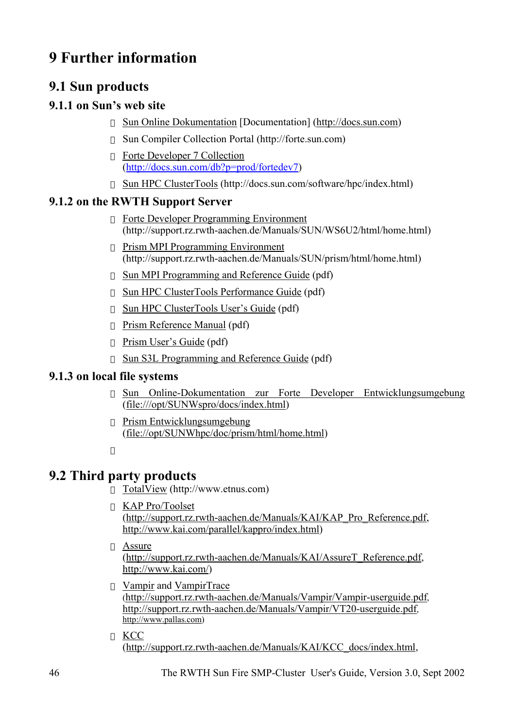# 9 Further information

## 9.1 Sun products

### 9.1.1 on Sun's web site

- Sun Online Dokumentation [Documentation] (http://docs.sun.com)
- Sun Compiler Collection Portal (http://forte.sun.com)
- Forte Developer 7 Collection (http://docs.sun.com/db?p=prod/fortedev7)
- Sun HPC ClusterTools (http://docs.sun.com/software/hpc/index.html)

### 9.1.2 on the RWTH Support Server

- Forte Developer Programming Environment (http://support.rz.rwth-aachen.de/Manuals/SUN/WS6U2/html/home.html)
- Prism MPI Programming Environment (http://support.rz.rwth-aachen.de/Manuals/SUN/prism/html/home.html)
- Sun MPI Programming and Reference Guide (pdf)
- Sun HPC ClusterTools Performance Guide (pdf)
- Sun HPC ClusterTools User's Guide (pdf)
- Prism Reference Manual (pdf)
- Prism User's Guide (pdf)
- Sun S3L Programming and Reference Guide (pdf)

### 9.1.3 on local file systems

- Sun Online-Dokumentation zur Forte Developer Entwicklungsumgebung (file:///opt/SUNWspro/docs/index.html)
- Prism Entwicklungsumgebung (file://opt/SUNWhpc/doc/prism/html/home.html)

## 9.2 Third party products

- TotalView (http://www.etnus.com)
- KAP Pro/Toolset (http://support.rz.rwth-aachen.de/Manuals/KAI/KAP_Pro_Reference.pdf, http://www.kai.com/parallel/kappro/index.html)
- Assure (http://support.rz.rwth-aachen.de/Manuals/KAI/AssureT_Reference.pdf, http://www.kai.com/)
- Vampir and VampirTrace (http://support.rz.rwth-aachen.de/Manuals/Vampir/Vampir-userguide.pdf, http://support.rz.rwth-aachen.de/Manuals/Vampir/VT20-userguide.pdf, http://www.pallas.com)
- KCC (http://support.rz.rwth-aachen.de/Manuals/KAI/KCC_docs/index.html,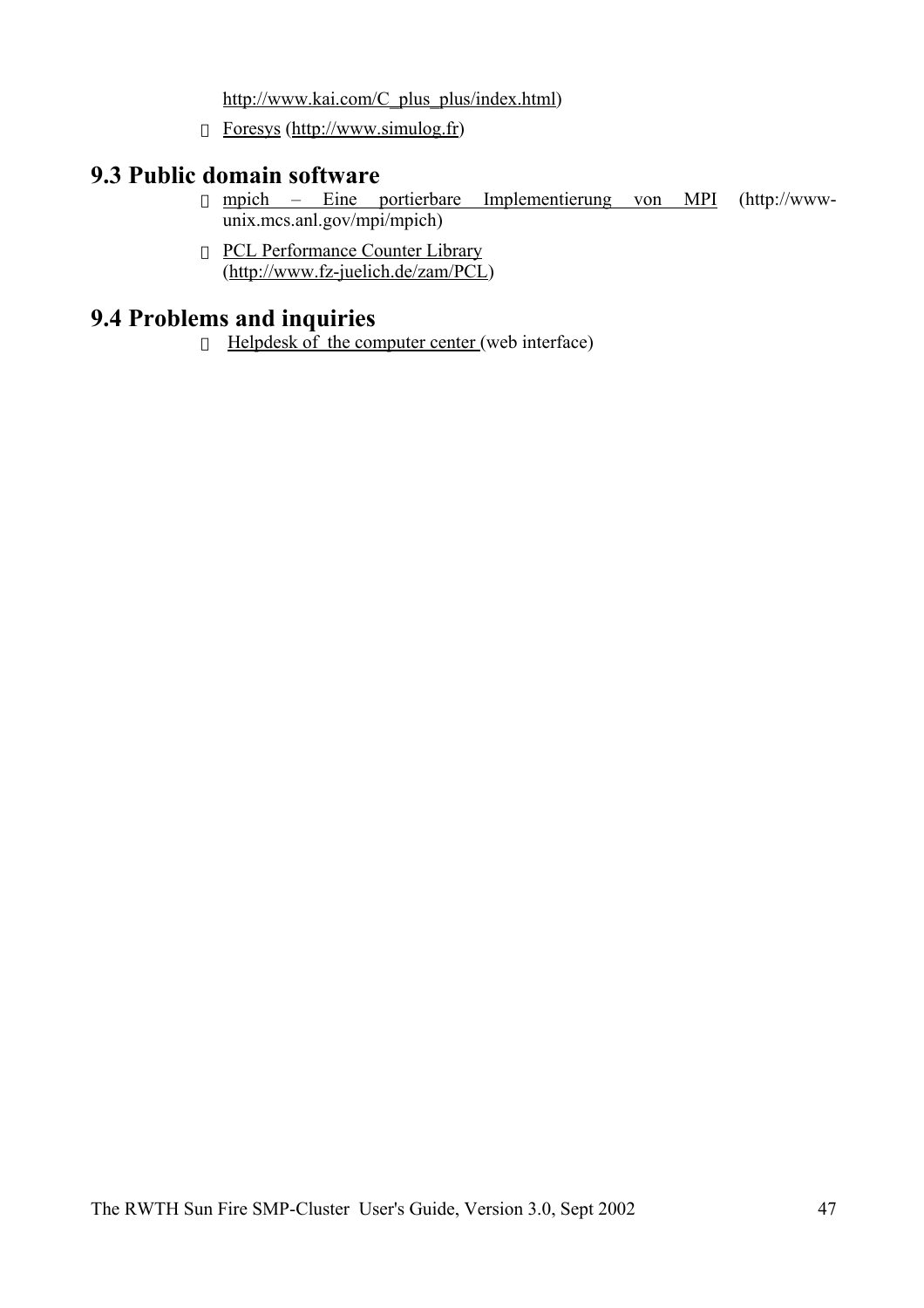http://www.kai.com/C_plus_plus/index.html)

- Foresys (http://www.simulog.fr)

## 9.3 Public domain software

- mpich – Eine portierbare Implementierung von MPI (http://www-unix.mcs.anl.gov/mpi/mpich)
- PCL Performance Counter Library (http://www.fz-juelich.de/zam/PCL)

## 9.4 Problems and inquiries

- Helpdesk of the computer center (web interface)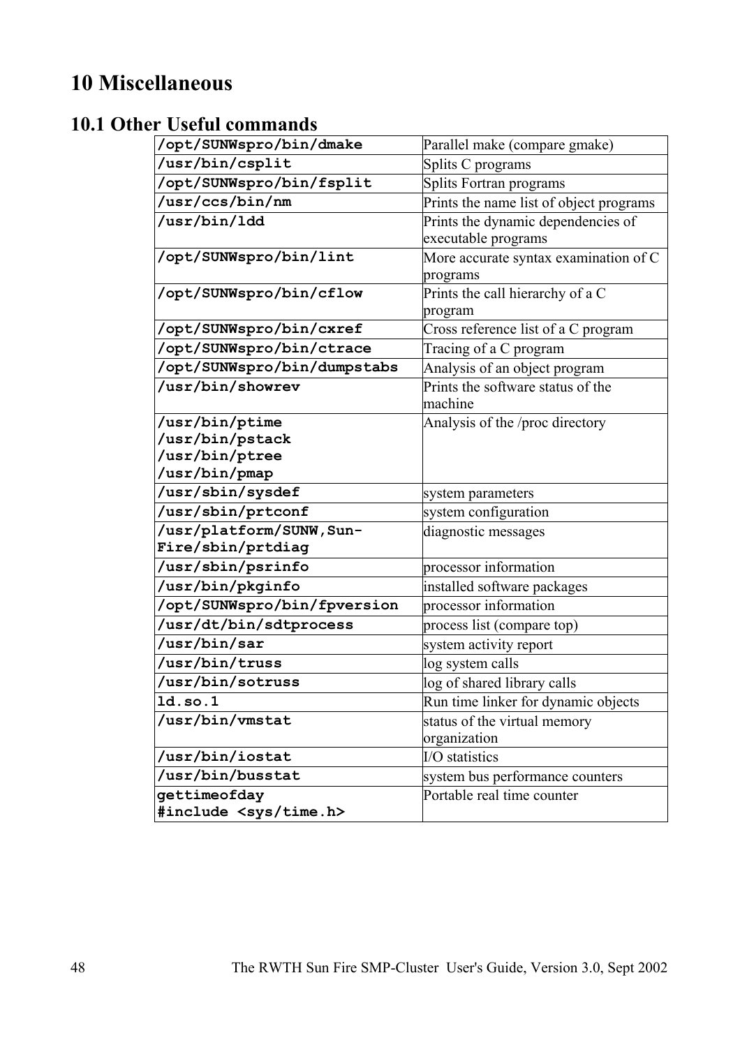# 10 Miscellaneous

## 10.1 Other Useful commands

| | |
|---|---|
| **/opt/SUNWspro/bin/dmake** | Parallel make (compare gmake) |
| **/usr/bin/csplit** | Splits C programs |
| **/opt/SUNWspro/bin/fsplit** | Splits Fortran programs |
| **/usr/ccs/bin/nm** | Prints the name list of object programs |
| **/usr/bin/ldd** | Prints the dynamic dependencies of executable programs |
| **/opt/SUNWspro/bin/lint** | More accurate syntax examination of C programs |
| **/opt/SUNWspro/bin/cflow** | Prints the call hierarchy of a C program |
| **/opt/SUNWspro/bin/cxref** | Cross reference list of a C program |
| **/opt/SUNWspro/bin/ctrace** | Tracing of a C program |
| **/opt/SUNWspro/bin/dumpstabs** | Analysis of an object program |
| **/usr/bin/showrev** | Prints the software status of the machine |
| **/usr/bin/ptime**<br>**/usr/bin/pstack**<br>**/usr/bin/ptree**<br>**/usr/bin/pmap** | Analysis of the /proc directory |
| **/usr/sbin/sysdef** | system parameters |
| **/usr/sbin/prtconf** | system configuration |
| **/usr/platform/SUNW,Sun-Fire/sbin/prtdiag** | diagnostic messages |
| **/usr/sbin/psrinfo** | processor information |
| **/usr/bin/pkginfo** | installed software packages |
| **/opt/SUNWspro/bin/fpversion** | processor information |
| **/usr/dt/bin/sdtprocess** | process list (compare top) |
| **/usr/bin/sar** | system activity report |
| **/usr/bin/truss** | log system calls |
| **/usr/bin/sotruss** | log of shared library calls |
| **ld.so.1** | Run time linker for dynamic objects |
| **/usr/bin/vmstat** | status of the virtual memory organization |
| **/usr/bin/iostat** | I/O statistics |
| **/usr/bin/busstat** | system bus performance counters |
| **gettimeofday**<br>**#include <sys/time.h>** | Portable real time counter |